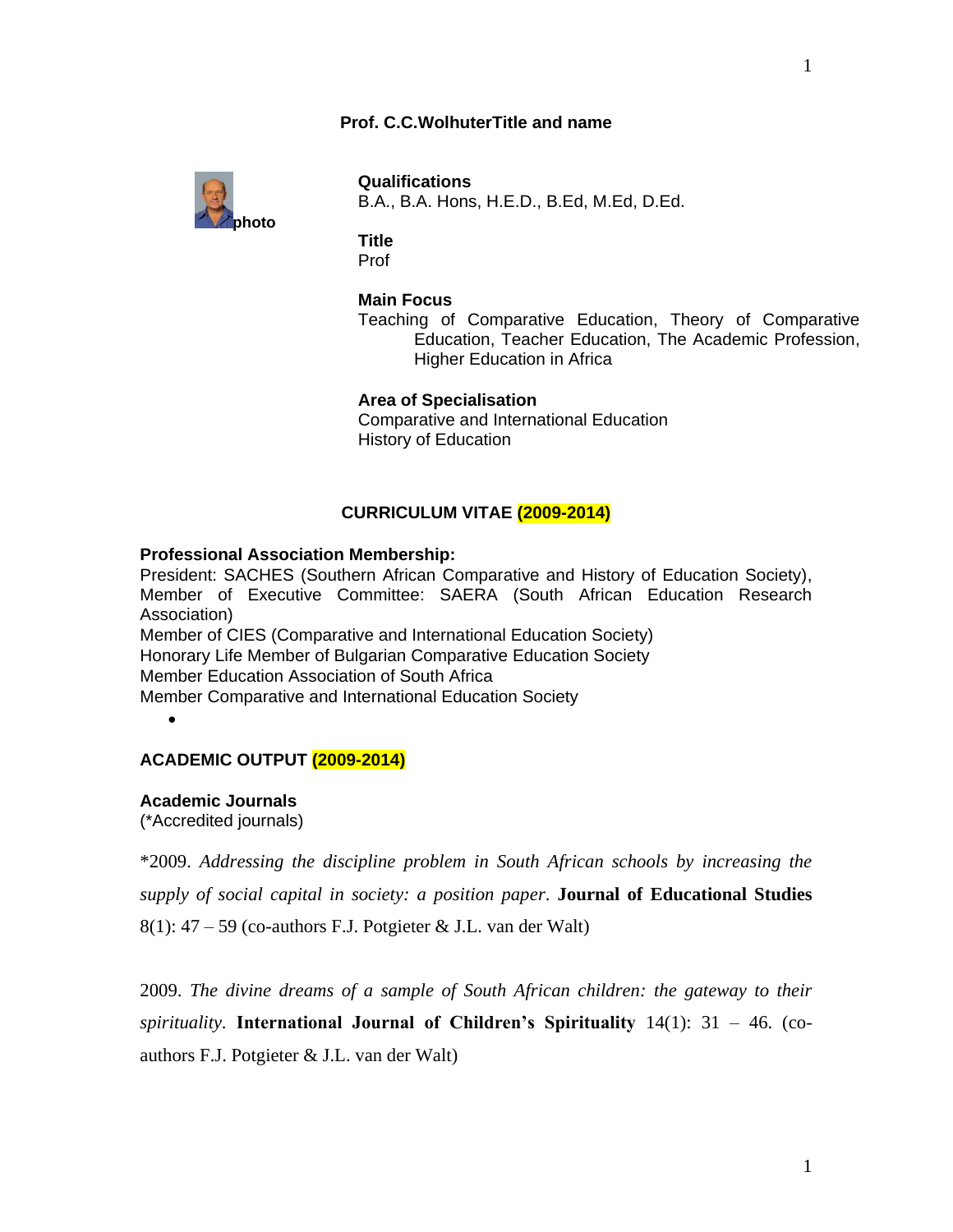**Prof. C.C.WolhuterTitle and name**

**photo**

**Qualifications**
B.A., B.A. Hons, H.E.D., B.Ed, M.Ed, D.Ed.

**Title**
Prof

**Main Focus**
Teaching of Comparative Education, Theory of Comparative Education, Teacher Education, The Academic Profession, Higher Education in Africa

**Area of Specialisation**
Comparative and International Education
History of Education

## CURRICULUM VITAE (2009-2014)

**Professional Association Membership:**
President: SACHES (Southern African Comparative and History of Education Society), Member of Executive Committee: SAERA (South African Education Research Association)
Member of CIES (Comparative and International Education Society)
Honorary Life Member of Bulgarian Comparative Education Society
Member Education Association of South Africa
Member Comparative and International Education Society

- 

## ACADEMIC OUTPUT (2009-2014)

**Academic Journals**
(*Accredited journals)

*2009. *Addressing the discipline problem in South African schools by increasing the supply of social capital in society: a position paper*. **Journal of Educational Studies** 8(1): 47 – 59 (co-authors F.J. Potgieter & J.L. van der Walt)

2009. *The divine dreams of a sample of South African children: the gateway to their spirituality.* **International Journal of Children's Spirituality** 14(1): 31 – 46. (co-authors F.J. Potgieter & J.L. van der Walt)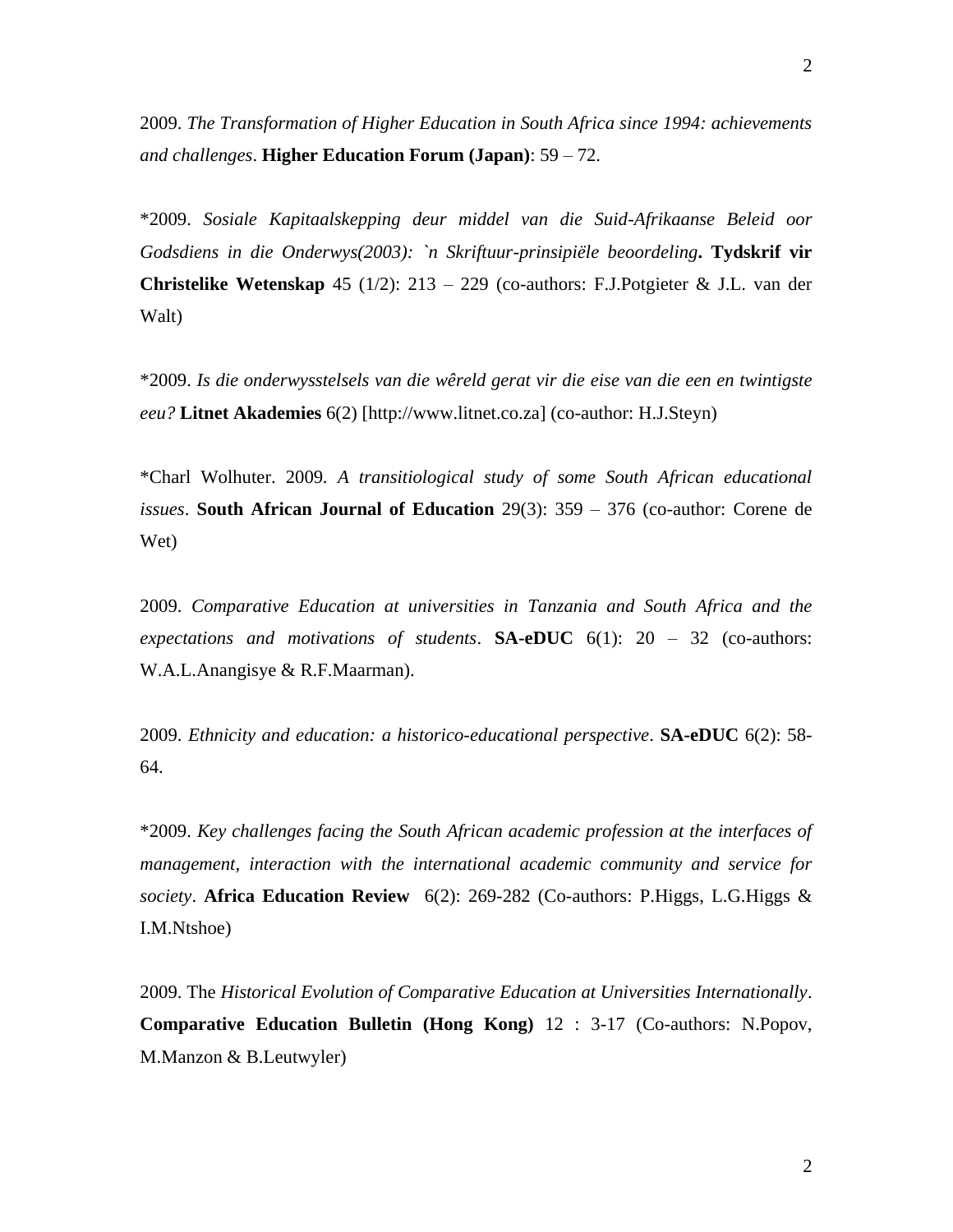2009. *The Transformation of Higher Education in South Africa since 1994: achievements and challenges*. **Higher Education Forum (Japan)**: 59 – 72.

*2009. *Sosiale Kapitaalskepping deur middel van die Suid-Afrikaanse Beleid oor Godsdiens in die Onderwys(2003): `n Skriftuur-prinsipiële beoordeling***.** **Tydskrif vir Christelike Wetenskap** 45 (1/2): 213 – 229 (co-authors: F.J.Potgieter & J.L. van der Walt)

*2009. *Is die onderwysstelsels van die wêreld gerat vir die eise van die een en twintigste eeu?* **Litnet Akademies** 6(2) [http://www.litnet.co.za] (co-author: H.J.Steyn)

*Charl Wolhuter. 2009*. A transitiological study of some South African educational issues*. **South African Journal of Education** 29(3): 359 – 376 (co-author: Corene de Wet)

2009. *Comparative Education at universities in Tanzania and South Africa and the expectations and motivations of students*. **SA-eDUC** 6(1): 20 – 32 (co-authors: W.A.L.Anangisye & R.F.Maarman).

2009. *Ethnicity and education: a historico-educational perspective*. **SA-eDUC** 6(2): 58-64.

*2009. *Key challenges facing the South African academic profession at the interfaces of management, interaction with the international academic community and service for society*. **Africa Education Review** 6(2): 269-282 (Co-authors: P.Higgs, L.G.Higgs & I.M.Ntshoe)

2009. The *Historical Evolution of Comparative Education at Universities Internationally*. **Comparative Education Bulletin (Hong Kong)** 12 : 3-17 (Co-authors: N.Popov, M.Manzon & B.Leutwyler)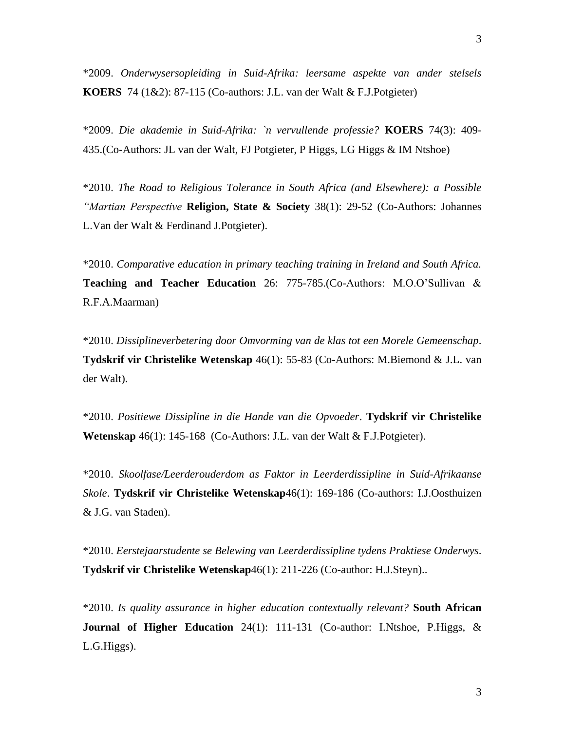*2009. *Onderwysersopleiding in Suid-Afrika: leersame aspekte van ander stelsels* **KOERS** 74 (1&2): 87-115 (Co-authors: J.L. van der Walt & F.J.Potgieter)

*2009. *Die akademie in Suid-Afrika: `n vervullende professie?* **KOERS** 74(3): 409-435.(Co-Authors: JL van der Walt, FJ Potgieter, P Higgs, LG Higgs & IM Ntshoe)

*2010. *The Road to Religious Tolerance in South Africa (and Elsewhere): a Possible "Martian Perspective* **Religion, State & Society** 38(1): 29-52 (Co-Authors: Johannes L.Van der Walt & Ferdinand J.Potgieter).

*2010. *Comparative education in primary teaching training in Ireland and South Africa.* **Teaching and Teacher Education** 26: 775-785.(Co-Authors: M.O.O'Sullivan & R.F.A.Maarman)

*2010. *Dissiplineverbetering door Omvorming van de klas tot een Morele Gemeenschap*. **Tydskrif vir Christelike Wetenskap** 46(1): 55-83 (Co-Authors: M.Biemond & J.L. van der Walt).

*2010. *Positiewe Dissipline in die Hande van die Opvoeder*. **Tydskrif vir Christelike Wetenskap** 46(1): 145-168 (Co-Authors: J.L. van der Walt & F.J.Potgieter).

*2010. *Skoolfase/Leerderouderdom as Faktor in Leerderdissipline in Suid-Afrikaanse Skole*. **Tydskrif vir Christelike Wetenskap**46(1): 169-186 (Co-authors: I.J.Oosthuizen & J.G. van Staden).

*2010. *Eerstejaarstudente se Belewing van Leerderdissipline tydens Praktiese Onderwys*. **Tydskrif vir Christelike Wetenskap**46(1): 211-226 (Co-author: H.J.Steyn)..

*2010. *Is quality assurance in higher education contextually relevant?* **South African Journal of Higher Education** 24(1): 111-131 (Co-author: I.Ntshoe, P.Higgs, & L.G.Higgs).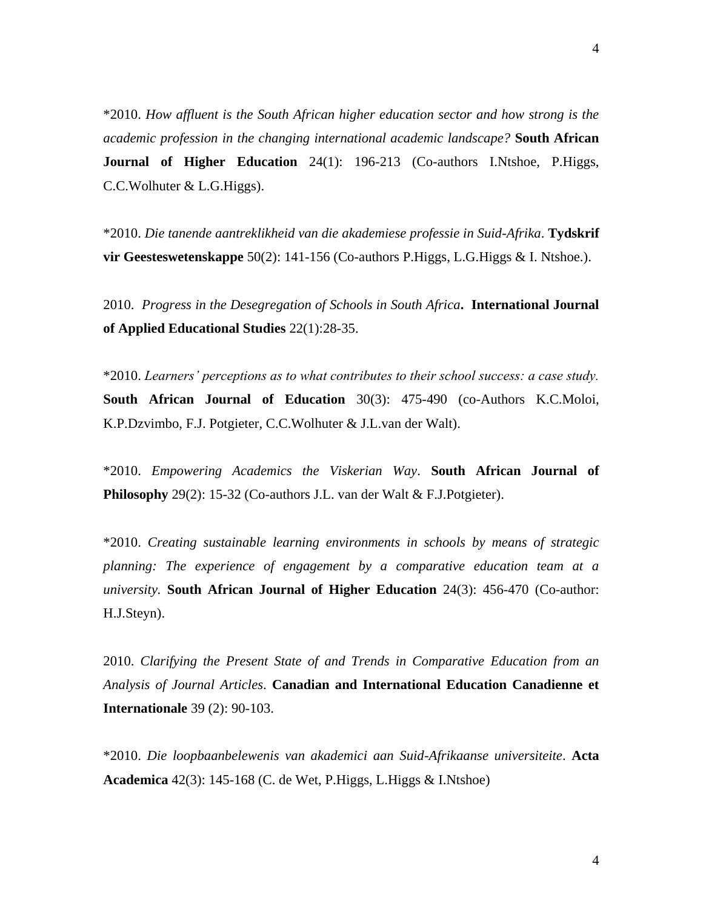*2010. *How affluent is the South African higher education sector and how strong is the academic profession in the changing international academic landscape?* **South African Journal of Higher Education** 24(1): 196-213 (Co-authors I.Ntshoe, P.Higgs, C.C.Wolhuter & L.G.Higgs).

*2010. *Die tanende aantreklikheid van die akademiese professie in Suid-Afrika*. **Tydskrif vir Geesteswetenskappe** 50(2): 141-156 (Co-authors P.Higgs, L.G.Higgs & I. Ntshoe.).

2010. *Progress in the Desegregation of Schools in South Africa*. **International Journal of Applied Educational Studies** 22(1):28-35.

*2010. *Learners' perceptions as to what contributes to their school success: a case study.* **South African Journal of Education** 30(3): 475-490 (co-Authors K.C.Moloi, K.P.Dzvimbo, F.J. Potgieter, C.C.Wolhuter & J.L.van der Walt).

*2010. *Empowering Academics the Viskerian Way*. **South African Journal of Philosophy** 29(2): 15-32 (Co-authors J.L. van der Walt & F.J.Potgieter).

*2010. *Creating sustainable learning environments in schools by means of strategic planning: The experience of engagement by a comparative education team at a university*. **South African Journal of Higher Education** 24(3): 456-470 (Co-author: H.J.Steyn).

2010. *Clarifying the Present State of and Trends in Comparative Education from an Analysis of Journal Articles*. **Canadian and International Education Canadienne et Internationale** 39 (2): 90-103.

*2010. *Die loopbaanbelewenis van akademici aan Suid-Afrikaanse universiteite*. **Acta Academica** 42(3): 145-168 (C. de Wet, P.Higgs, L.Higgs & I.Ntshoe)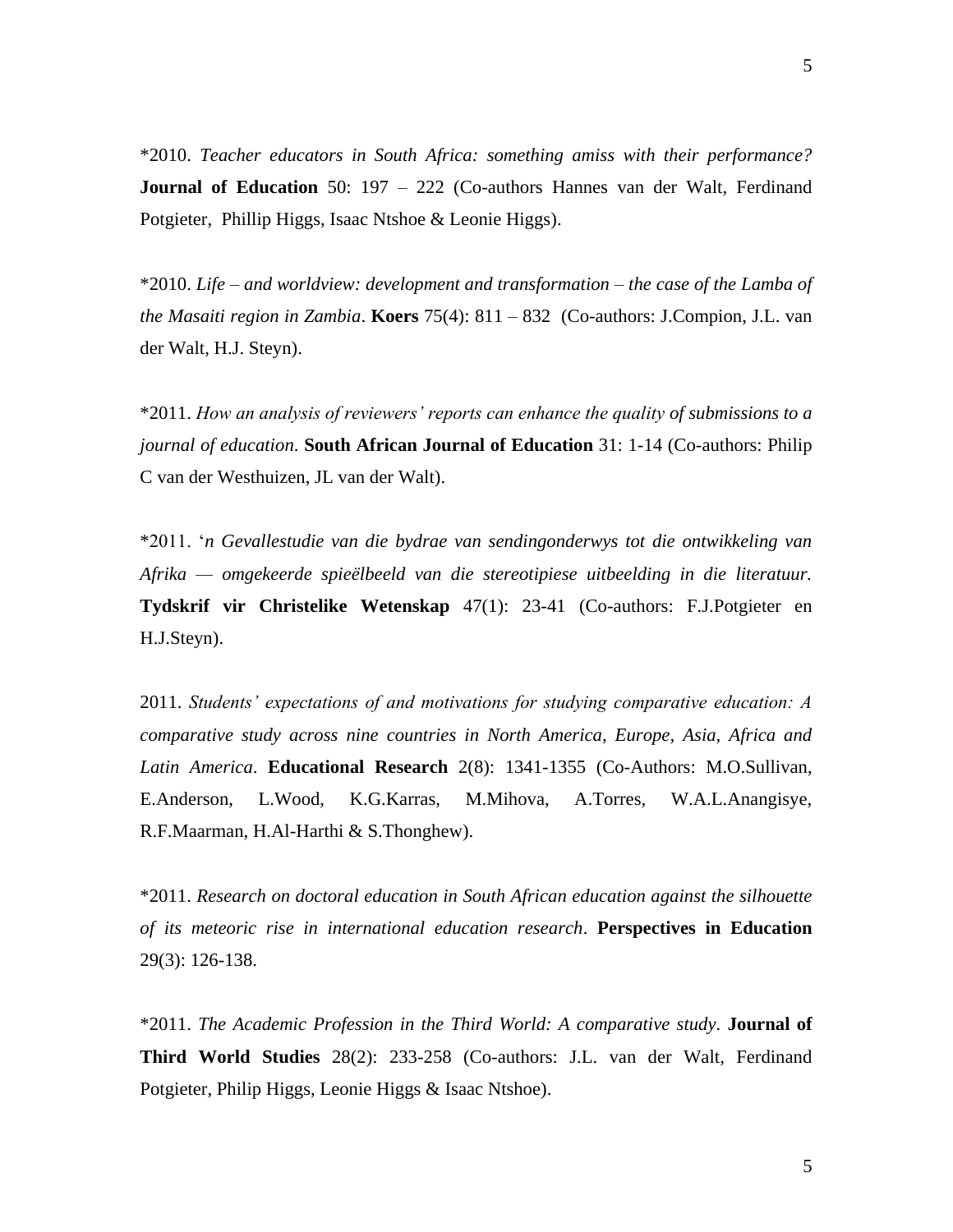*2010. *Teacher educators in South Africa: something amiss with their performance?* **Journal of Education** 50: 197 – 222 (Co-authors Hannes van der Walt, Ferdinand Potgieter, Phillip Higgs, Isaac Ntshoe & Leonie Higgs).

*2010. *Life – and worldview: development and transformation – the case of the Lamba of the Masaiti region in Zambia*. **Koers** 75(4): 811 – 832 (Co-authors: J.Compion, J.L. van der Walt, H.J. Steyn).

*2011. *How an analysis of reviewers' reports can enhance the quality of submissions to a journal of education*. **South African Journal of Education** 31: 1-14 (Co-authors: Philip C van der Westhuizen, JL van der Walt).

*2011. *'n Gevallestudie van die bydrae van sendingonderwys tot die ontwikkeling van Afrika — omgekeerde spieëlbeeld van die stereotipiese uitbeelding in die literatuur.* **Tydskrif vir Christelike Wetenskap** 47(1): 23-41 (Co-authors: F.J.Potgieter en H.J.Steyn).

2011. *Students' expectations of and motivations for studying comparative education: A comparative study across nine countries in North America, Europe, Asia, Africa and Latin America*. **Educational Research** 2(8): 1341-1355 (Co-Authors: M.O.Sullivan, E.Anderson, L.Wood, K.G.Karras, M.Mihova, A.Torres, W.A.L.Anangisye, R.F.Maarman, H.Al-Harthi & S.Thonghew).

*2011. *Research on doctoral education in South African education against the silhouette of its meteoric rise in international education research*. **Perspectives in Education** 29(3): 126-138.

*2011. *The Academic Profession in the Third World: A comparative study.* **Journal of Third World Studies** 28(2): 233-258 (Co-authors: J.L. van der Walt, Ferdinand Potgieter, Philip Higgs, Leonie Higgs & Isaac Ntshoe).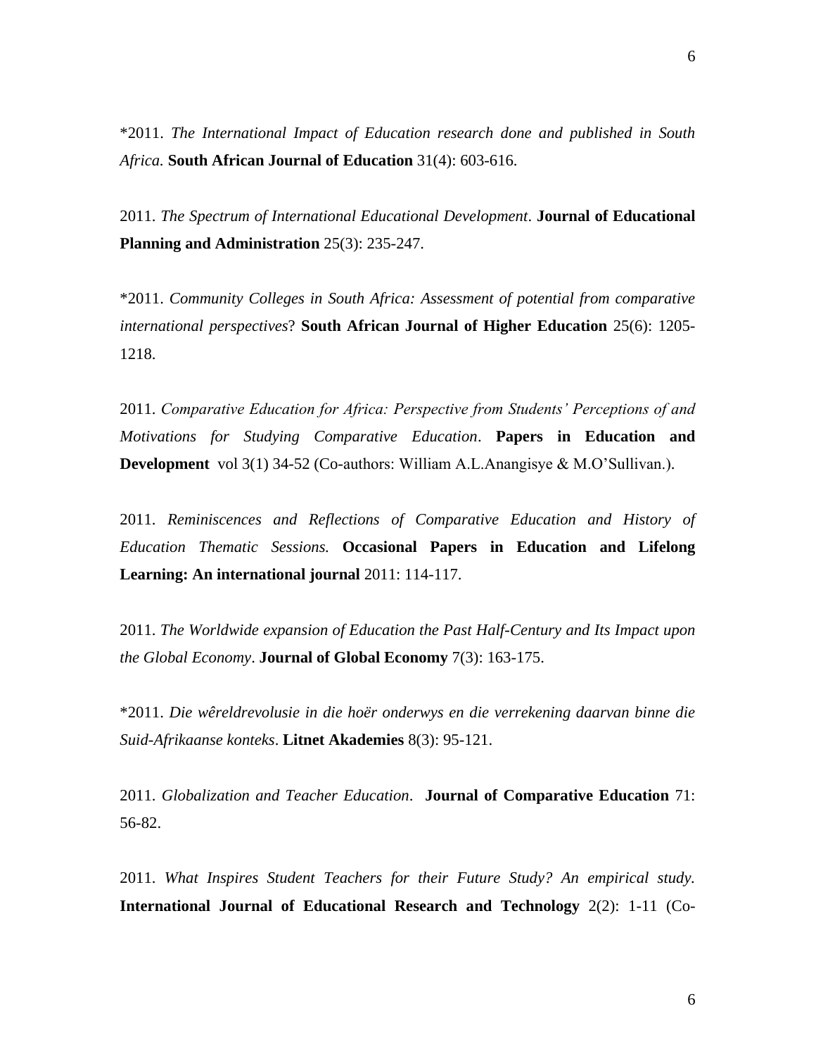*2011. *The International Impact of Education research done and published in South Africa.* **South African Journal of Education** 31(4): 603-616.

2011. *The Spectrum of International Educational Development*. **Journal of Educational Planning and Administration** 25(3): 235-247.

*2011. *Community Colleges in South Africa: Assessment of potential from comparative international perspectives*? **South African Journal of Higher Education** 25(6): 1205-1218.

2011. *Comparative Education for Africa: Perspective from Students' Perceptions of and Motivations for Studying Comparative Education*. **Papers in Education and Development** vol 3(1) 34-52 (Co-authors: William A.L.Anangisye & M.O'Sullivan.).

2011. *Reminiscences and Reflections of Comparative Education and History of Education Thematic Sessions.* **Occasional Papers in Education and Lifelong Learning: An international journal** 2011: 114-117.

2011. *The Worldwide expansion of Education the Past Half-Century and Its Impact upon the Global Economy*. **Journal of Global Economy** 7(3): 163-175.

*2011. *Die wêreldrevolusie in die hoër onderwys en die verrekening daarvan binne die Suid-Afrikaanse konteks*. **Litnet Akademies** 8(3): 95-121.

2011. *Globalization and Teacher Education*. **Journal of Comparative Education** 71: 56-82.

2011. *What Inspires Student Teachers for their Future Study? An empirical study.* **International Journal of Educational Research and Technology** 2(2): 1-11 (Co-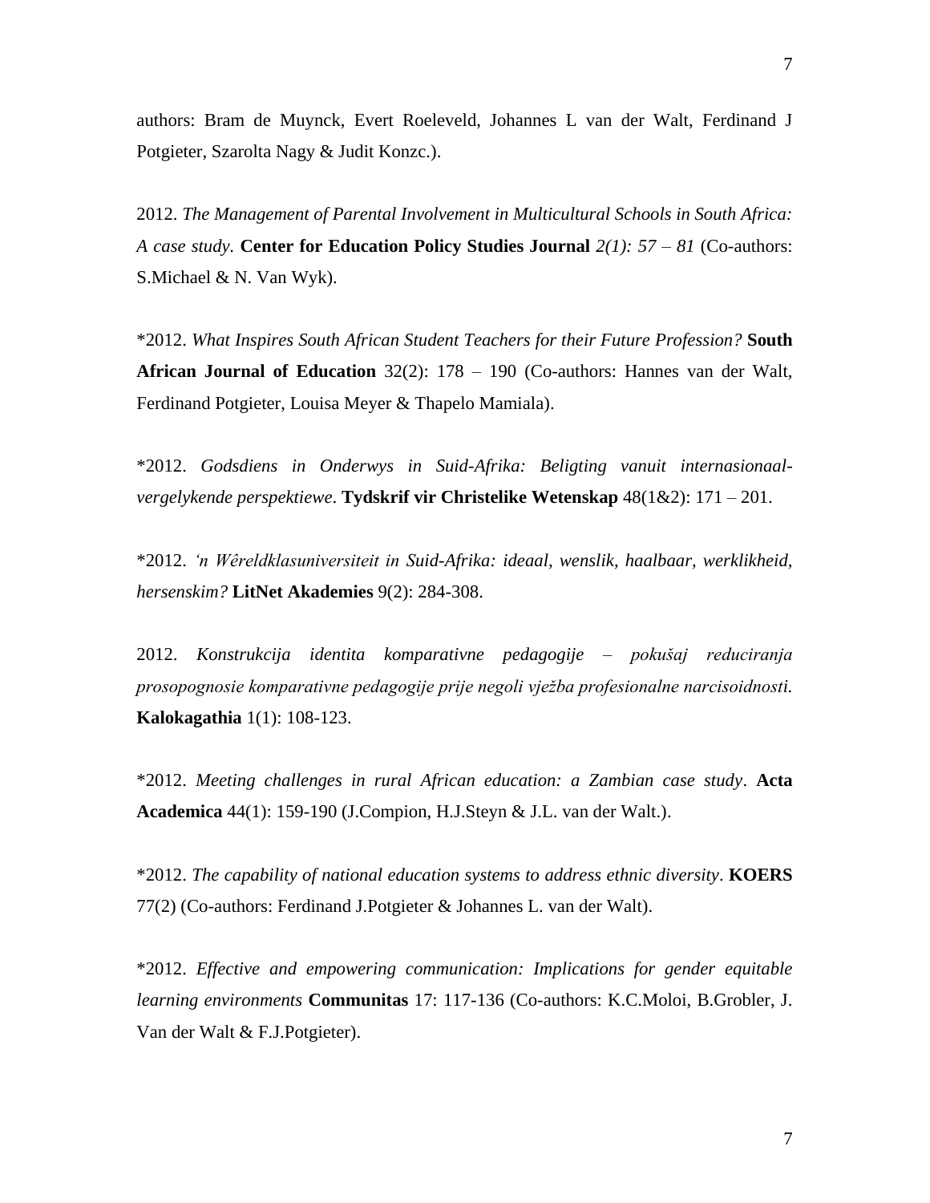authors: Bram de Muynck, Evert Roeleveld, Johannes L van der Walt, Ferdinand J Potgieter, Szarolta Nagy & Judit Konzc.).

2012. *The Management of Parental Involvement in Multicultural Schools in South Africa: A case study.* **Center for Education Policy Studies Journal** *2(1): 57 – 81* (Co-authors: S.Michael & N. Van Wyk).

*2012. *What Inspires South African Student Teachers for their Future Profession?* **South African Journal of Education** 32(2): 178 – 190 (Co-authors: Hannes van der Walt, Ferdinand Potgieter, Louisa Meyer & Thapelo Mamiala).

*2012. *Godsdiens in Onderwys in Suid-Afrika: Beligting vanuit internasionaal-vergelykende perspektiewe*. **Tydskrif vir Christelike Wetenskap** 48(1&2): 171 – 201.

*2012. *'n Wêreldklasuniversiteit in Suid-Afrika: ideaal, wenslik, haalbaar, werklikheid, hersenskim?* **LitNet Akademies** 9(2): 284-308.

2012. *Konstrukcija identita komparativne pedagogije – pokušaj reduciranja prosopognosie komparativne pedagogije prije negoli vježba profesionalne narcisoidnosti.* **Kalokagathia** 1(1): 108-123.

*2012. *Meeting challenges in rural African education: a Zambian case study*. **Acta Academica** 44(1): 159-190 (J.Compion, H.J.Steyn & J.L. van der Walt.).

*2012. *The capability of national education systems to address ethnic diversity*. **KOERS** 77(2) (Co-authors: Ferdinand J.Potgieter & Johannes L. van der Walt).

*2012. *Effective and empowering communication: Implications for gender equitable learning environments* **Communitas** 17: 117-136 (Co-authors: K.C.Moloi, B.Grobler, J. Van der Walt & F.J.Potgieter).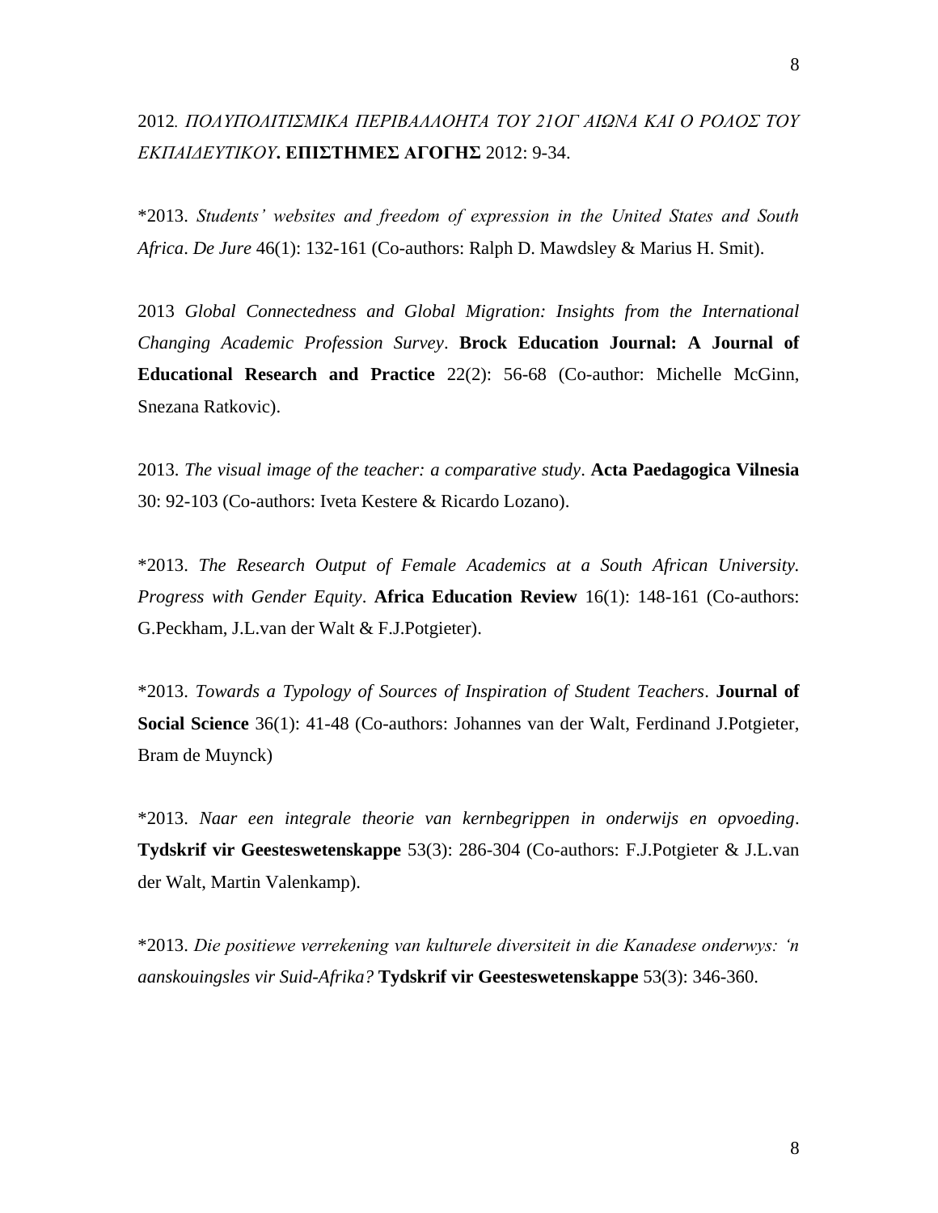2012*. ΠΟΛΥΠΟΛΙΤΙΣΜΙΚΑ ΠΕΡΙΒΑΛΛΟΗΤΑ ΤΟΥ 21ΟΓ ΑΙΩΝΑ ΚΑΙ Ο ΡΟΛΟΣ ΤΟΥ ΕΚΠΑΙΔΕΥΤΙΚΟΥ***. ΕΠΙΣΤΗΜΕΣ ΑΓΟΓΗΣ** 2012: 9-34.

*2013. *Students' websites and freedom of expression in the United States and South Africa*. *De Jure* 46(1): 132-161 (Co-authors: Ralph D. Mawdsley & Marius H. Smit).

2013 *Global Connectedness and Global Migration: Insights from the International Changing Academic Profession Survey*. **Brock Education Journal: A Journal of Educational Research and Practice** 22(2): 56-68 (Co-author: Michelle McGinn, Snezana Ratkovic).

2013. *The visual image of the teacher: a comparative study*. **Acta Paedagogica Vilnesia** 30: 92-103 (Co-authors: Iveta Kestere & Ricardo Lozano).

*2013. *The Research Output of Female Academics at a South African University. Progress with Gender Equity*. **Africa Education Review** 16(1): 148-161 (Co-authors: G.Peckham, J.L.van der Walt & F.J.Potgieter).

*2013. *Towards a Typology of Sources of Inspiration of Student Teachers*. **Journal of Social Science** 36(1): 41-48 (Co-authors: Johannes van der Walt, Ferdinand J.Potgieter, Bram de Muynck)

*2013. *Naar een integrale theorie van kernbegrippen in onderwijs en opvoeding*. **Tydskrif vir Geesteswetenskappe** 53(3): 286-304 (Co-authors: F.J.Potgieter & J.L.van der Walt, Martin Valenkamp).

*2013. *Die positiewe verrekening van kulturele diversiteit in die Kanadese onderwys: 'n aanskouingsles vir Suid-Afrika?* **Tydskrif vir Geesteswetenskappe** 53(3): 346-360.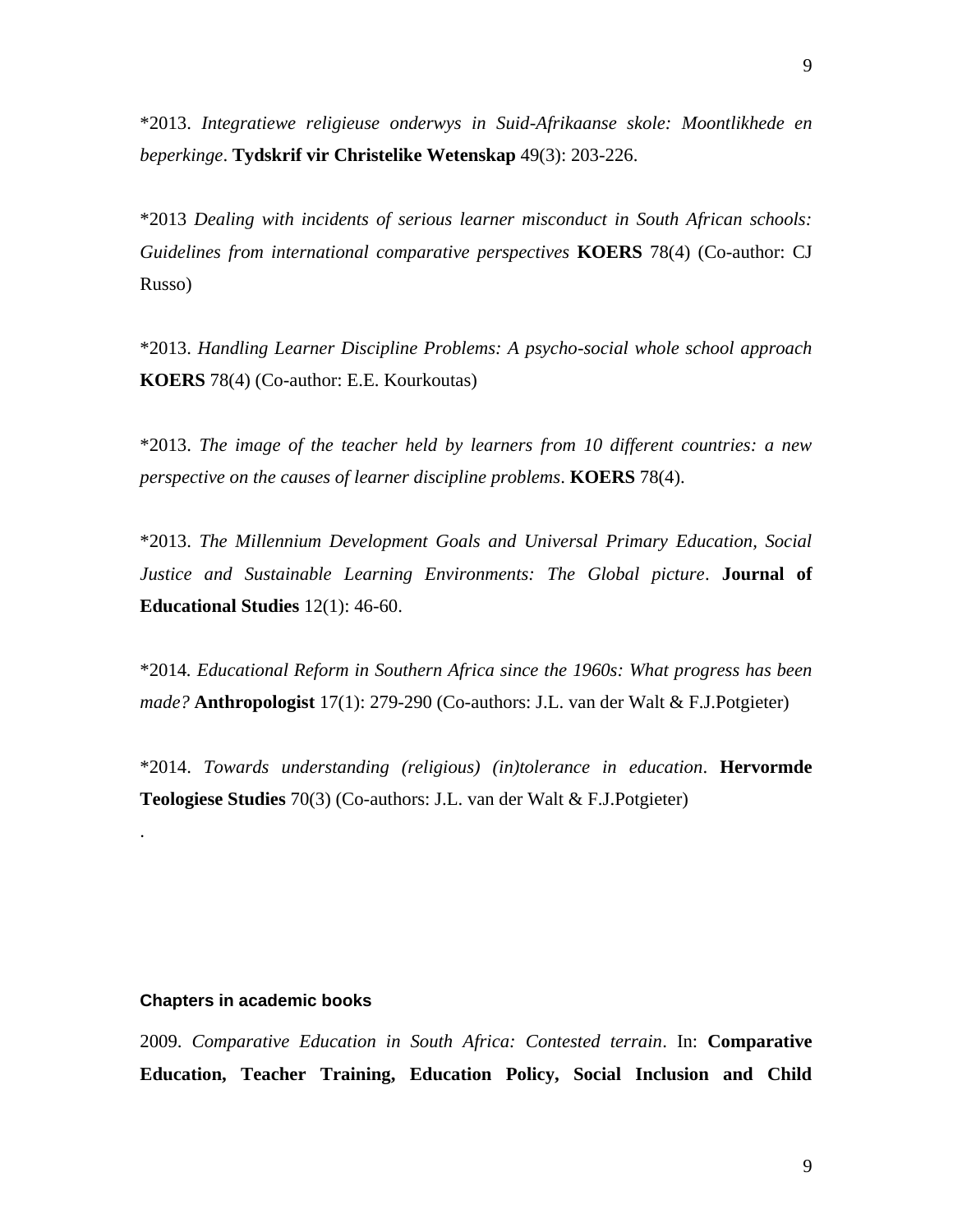*2013. *Integratiewe religieuse onderwys in Suid-Afrikaanse skole: Moontlikhede en beperkinge*. **Tydskrif vir Christelike Wetenskap** 49(3): 203-226.

*2013 *Dealing with incidents of serious learner misconduct in South African schools: Guidelines from international comparative perspectives* **KOERS** 78(4) (Co-author: CJ Russo)

*2013. *Handling Learner Discipline Problems: A psycho-social whole school approach* **KOERS** 78(4) (Co-author: E.E. Kourkoutas)

*2013. *The image of the teacher held by learners from 10 different countries: a new perspective on the causes of learner discipline problems*. **KOERS** 78(4).

*2013. *The Millennium Development Goals and Universal Primary Education, Social Justice and Sustainable Learning Environments: The Global picture*. **Journal of Educational Studies** 12(1): 46-60.

*2014. *Educational Reform in Southern Africa since the 1960s: What progress has been made?* **Anthropologist** 17(1): 279-290 (Co-authors: J.L. van der Walt & F.J.Potgieter)

*2014. *Towards understanding (religious) (in)tolerance in education*. **Hervormde Teologiese Studies** 70(3) (Co-authors: J.L. van der Walt & F.J.Potgieter)

.

**Chapters in academic books**

2009. *Comparative Education in South Africa: Contested terrain*. In: **Comparative Education, Teacher Training, Education Policy, Social Inclusion and Child**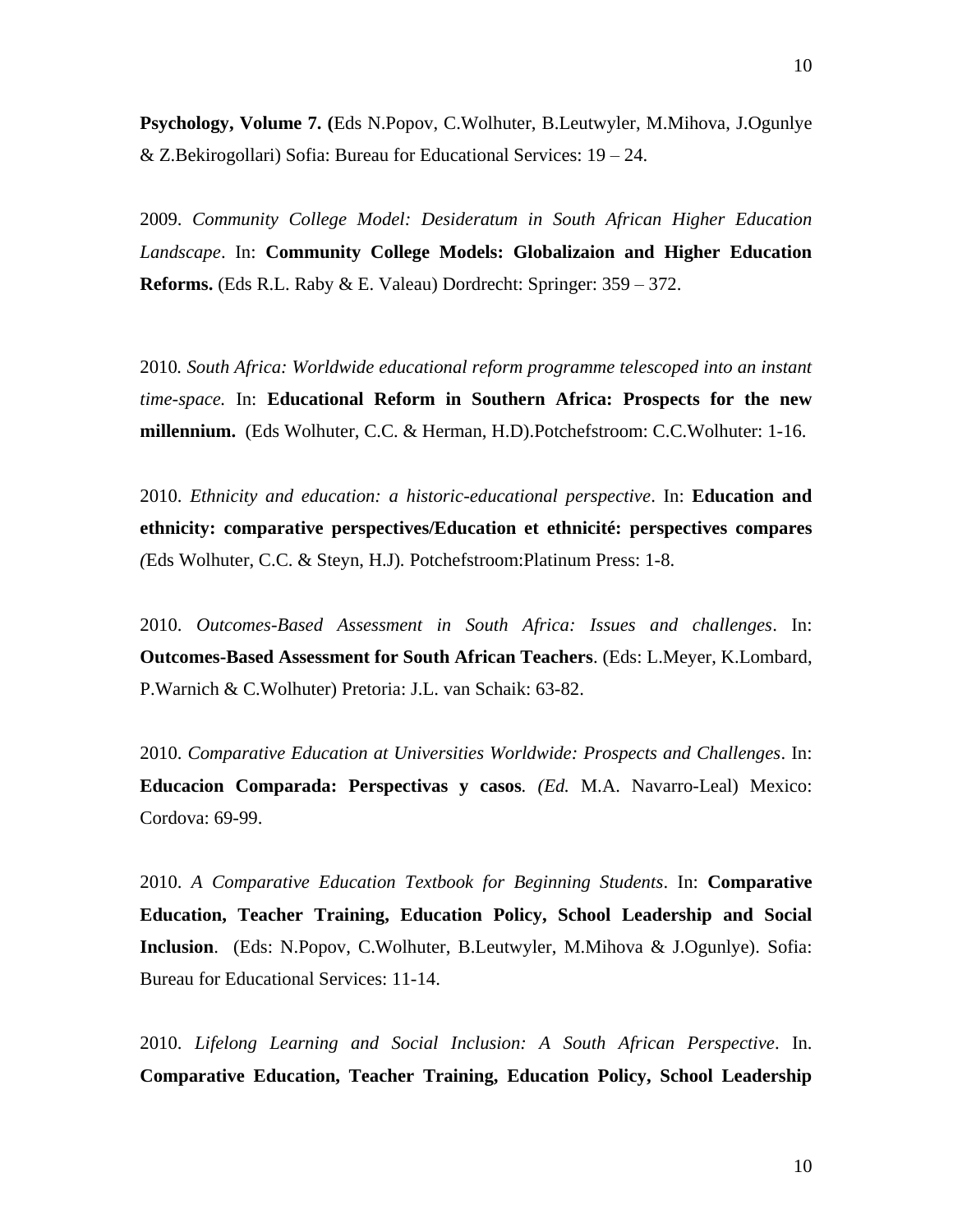**Psychology, Volume 7. (**Eds N.Popov, C.Wolhuter, B.Leutwyler, M.Mihova, J.Ogunlye & Z.Bekirogollari) Sofia: Bureau for Educational Services: 19 – 24.

2009. *Community College Model: Desideratum in South African Higher Education Landscape*. In: **Community College Models: Globalizaion and Higher Education Reforms.** (Eds R.L. Raby & E. Valeau) Dordrecht: Springer: 359 – 372.

2010*. South Africa: Worldwide educational reform programme telescoped into an instant time-space.* In: **Educational Reform in Southern Africa: Prospects for the new millennium.** (Eds Wolhuter, C.C. & Herman, H.D).Potchefstroom: C.C.Wolhuter: 1-16.

2010. *Ethnicity and education: a historic-educational perspective*. In: **Education and ethnicity: comparative perspectives/Education et ethnicité: perspectives compares** *(*Eds Wolhuter, C.C. & Steyn, H.J). Potchefstroom:Platinum Press: 1-8.

2010. *Outcomes-Based Assessment in South Africa: Issues and challenges*. In: **Outcomes-Based Assessment for South African Teachers**. (Eds: L.Meyer, K.Lombard, P.Warnich & C.Wolhuter) Pretoria: J.L. van Schaik: 63-82.

2010. *Comparative Education at Universities Worldwide: Prospects and Challenges*. In: **Educacion Comparada: Perspectivas y casos***. (Ed.* M.A. Navarro-Leal) Mexico: Cordova: 69-99.

2010. *A Comparative Education Textbook for Beginning Students*. In: **Comparative Education, Teacher Training, Education Policy, School Leadership and Social Inclusion**. (Eds: N.Popov, C.Wolhuter, B.Leutwyler, M.Mihova & J.Ogunlye). Sofia: Bureau for Educational Services: 11-14.

2010. *Lifelong Learning and Social Inclusion: A South African Perspective*. In. **Comparative Education, Teacher Training, Education Policy, School Leadership**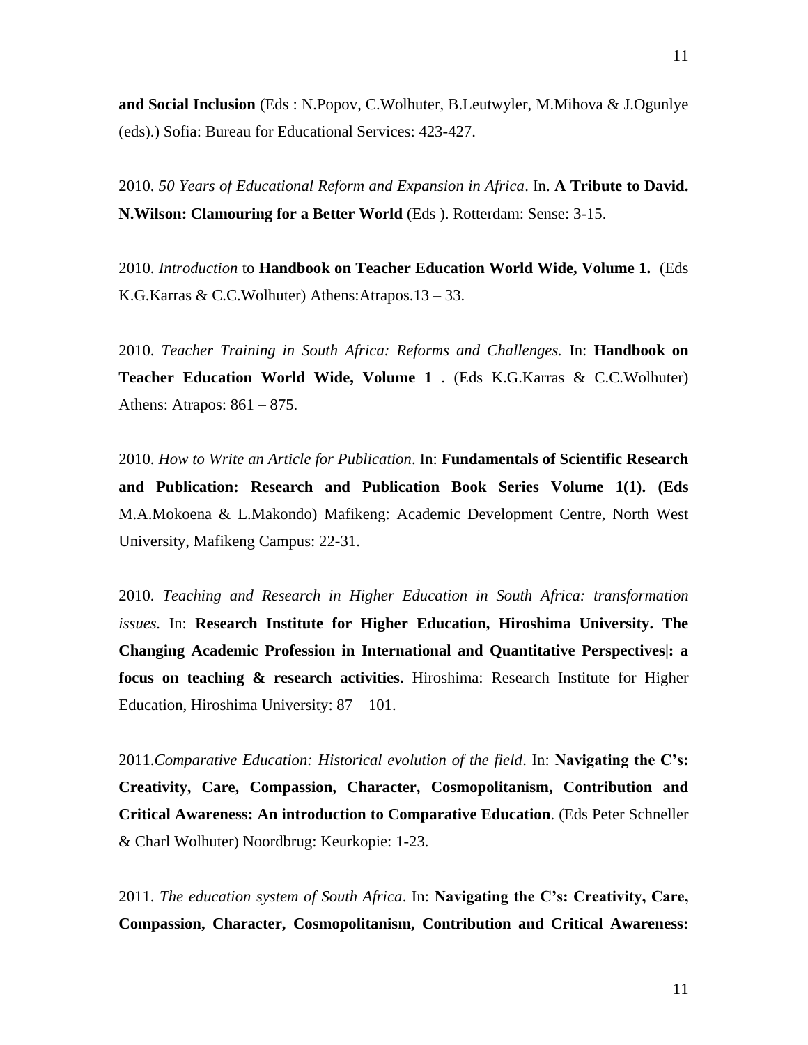**and Social Inclusion** (Eds : N.Popov, C.Wolhuter, B.Leutwyler, M.Mihova & J.Ogunlye (eds).) Sofia: Bureau for Educational Services: 423-427.

2010. *50 Years of Educational Reform and Expansion in Africa*. In. **A Tribute to David. N.Wilson: Clamouring for a Better World** (Eds ). Rotterdam: Sense: 3-15.

2010. *Introduction* to **Handbook on Teacher Education World Wide, Volume 1.** (Eds K.G.Karras & C.C.Wolhuter) Athens:Atrapos.13 – 33.

2010. *Teacher Training in South Africa: Reforms and Challenges.* In: **Handbook on Teacher Education World Wide, Volume 1** . (Eds K.G.Karras & C.C.Wolhuter) Athens: Atrapos: 861 – 875.

2010. *How to Write an Article for Publication*. In: **Fundamentals of Scientific Research and Publication: Research and Publication Book Series Volume 1(1). (Eds** M.A.Mokoena & L.Makondo) Mafikeng: Academic Development Centre, North West University, Mafikeng Campus: 22-31.

2010. *Teaching and Research in Higher Education in South Africa: transformation issues.* In: **Research Institute for Higher Education, Hiroshima University. The Changing Academic Profession in International and Quantitative Perspectives|: a focus on teaching & research activities.** Hiroshima: Research Institute for Higher Education, Hiroshima University: 87 – 101.

2011.*Comparative Education: Historical evolution of the field*. In: **Navigating the C's: Creativity, Care, Compassion, Character, Cosmopolitanism, Contribution and Critical Awareness: An introduction to Comparative Education**. (Eds Peter Schneller & Charl Wolhuter) Noordbrug: Keurkopie: 1-23.

2011. *The education system of South Africa*. In: **Navigating the C's: Creativity, Care, Compassion, Character, Cosmopolitanism, Contribution and Critical Awareness:**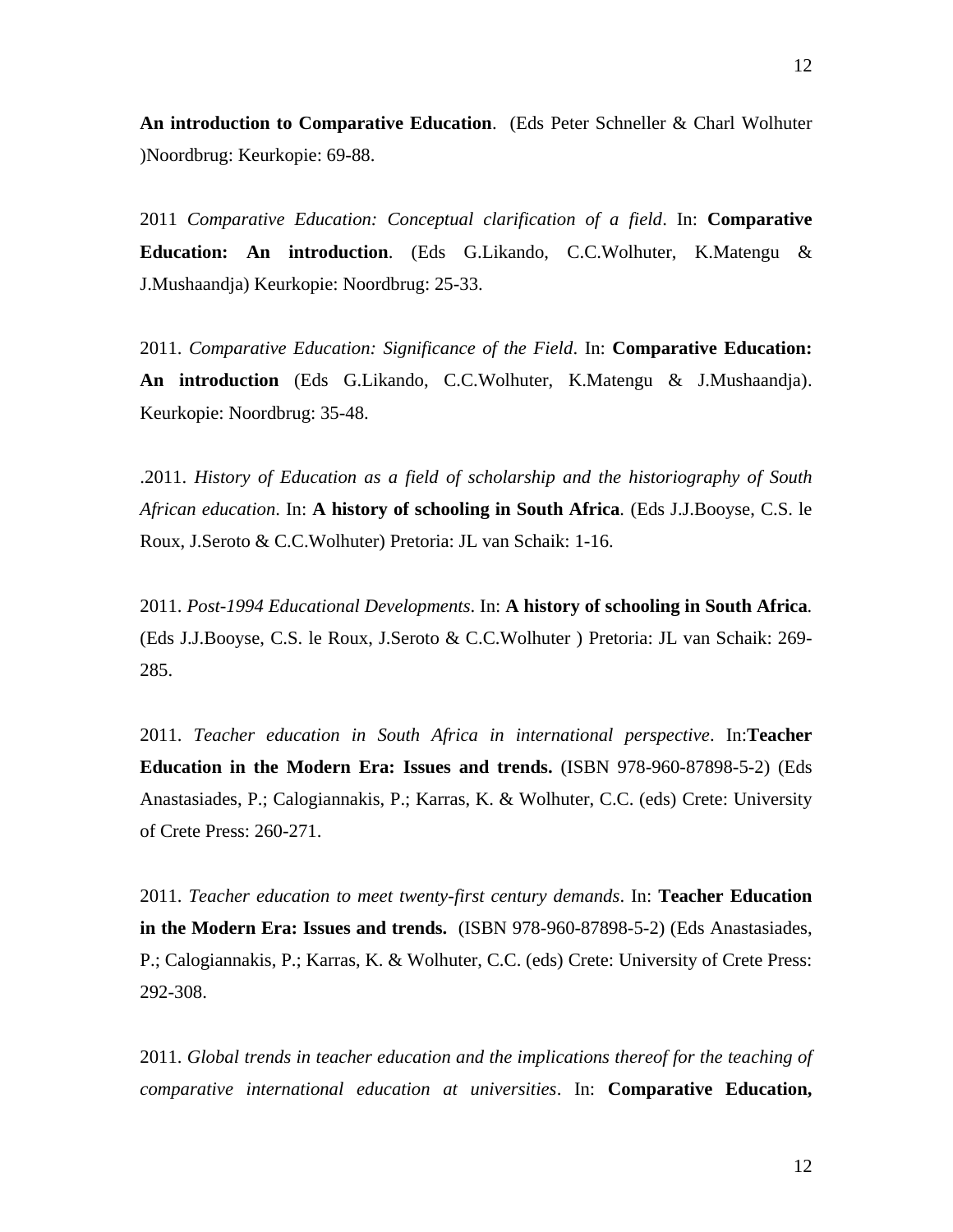**An introduction to Comparative Education**. (Eds Peter Schneller & Charl Wolhuter )Noordbrug: Keurkopie: 69-88.

2011 *Comparative Education: Conceptual clarification of a field*. In: **Comparative Education: An introduction**. (Eds G.Likando, C.C.Wolhuter, K.Matengu & J.Mushaandja) Keurkopie: Noordbrug: 25-33.

2011. *Comparative Education: Significance of the Field*. In: **Comparative Education: An introduction** (Eds G.Likando, C.C.Wolhuter, K.Matengu & J.Mushaandja). Keurkopie: Noordbrug: 35-48.

.2011. *History of Education as a field of scholarship and the historiography of South African education*. In: **A history of schooling in South Africa**. (Eds J.J.Booyse, C.S. le Roux, J.Seroto & C.C.Wolhuter) Pretoria: JL van Schaik: 1-16.

2011. *Post-1994 Educational Developments*. In: **A history of schooling in South Africa**. (Eds J.J.Booyse, C.S. le Roux, J.Seroto & C.C.Wolhuter ) Pretoria: JL van Schaik: 269-285.

2011. *Teacher education in South Africa in international perspective*. In:**Teacher Education in the Modern Era: Issues and trends.** (ISBN 978-960-87898-5-2) (Eds Anastasiades, P.; Calogiannakis, P.; Karras, K. & Wolhuter, C.C. (eds) Crete: University of Crete Press: 260-271.

2011. *Teacher education to meet twenty-first century demands*. In: **Teacher Education in the Modern Era: Issues and trends.** (ISBN 978-960-87898-5-2) (Eds Anastasiades, P.; Calogiannakis, P.; Karras, K. & Wolhuter, C.C. (eds) Crete: University of Crete Press: 292-308.

2011. *Global trends in teacher education and the implications thereof for the teaching of comparative international education at universities*. In: **Comparative Education,**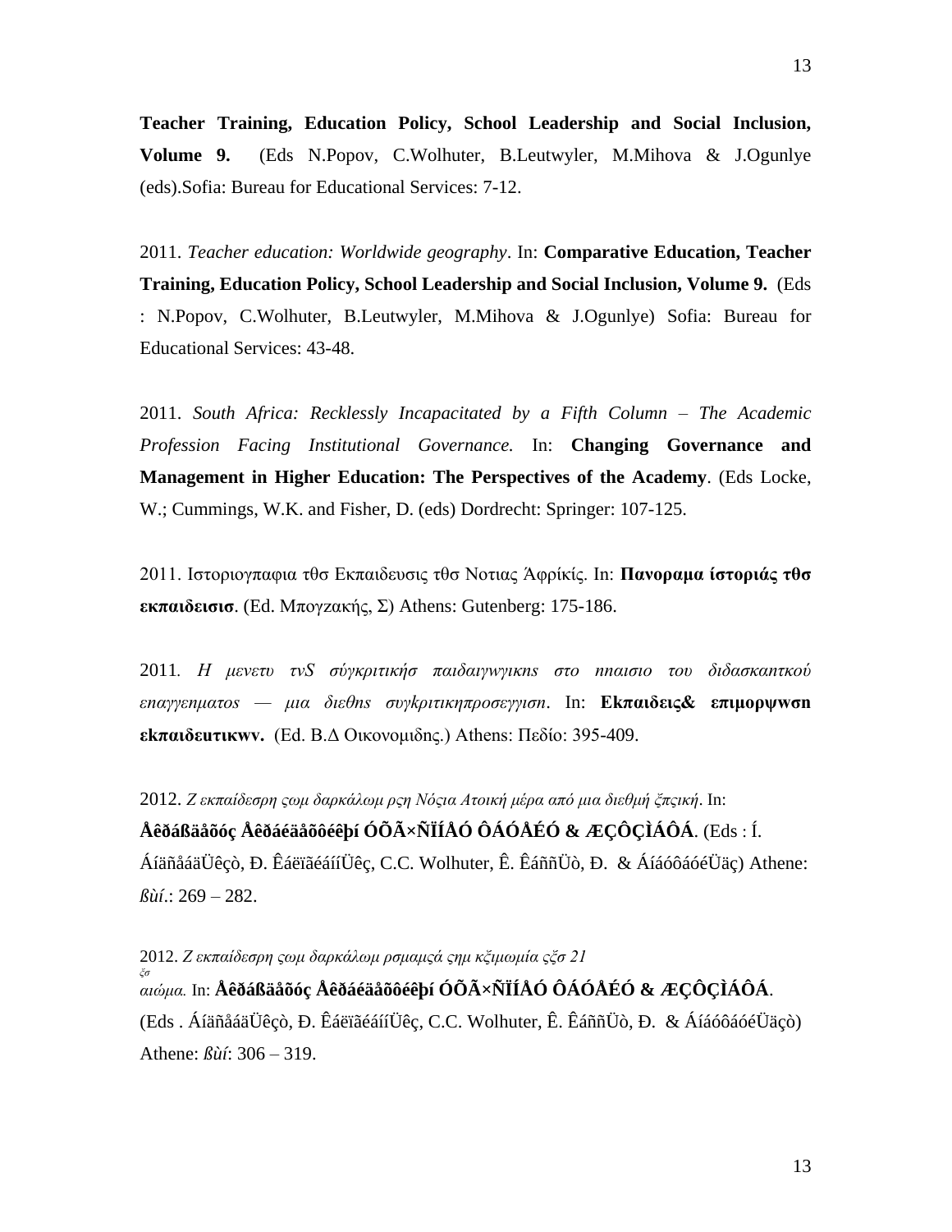**Teacher Training, Education Policy, School Leadership and Social Inclusion, Volume 9.** (Eds N.Popov, C.Wolhuter, B.Leutwyler, M.Mihova & J.Ogunlye (eds).Sofia: Bureau for Educational Services: 7-12.

2011. *Teacher education: Worldwide geography*. In: **Comparative Education, Teacher Training, Education Policy, School Leadership and Social Inclusion, Volume 9.** (Eds : N.Popov, C.Wolhuter, B.Leutwyler, M.Mihova & J.Ogunlye) Sofia: Bureau for Educational Services: 43-48.

2011. *South Africa: Recklessly Incapacitated by a Fifth Column – The Academic Profession Facing Institutional Governance.* In: **Changing Governance and Management in Higher Education: The Perspectives of the Academy**. (Eds Locke, W.; Cummings, W.K. and Fisher, D. (eds) Dordrecht: Springer: 107-125.

2011. Ιστοριογπαφια τθσ Εκπαιδευσις τθσ Νοτιας Άφρίκίς. In: **Πανοραμα ίστοριάς τθσ εκπαιδειςισ**. (Ed. Μπογζακής, Σ) Athens: Gutenberg: 175-186.

2011. *Η μενετυ τνS σύγκριτικήσ παιδαιγwγικns στο ππαισιο του διδασκαπτκού επαγγεnματος — μια διεθns συγκριτικηπροσεγγιση*. In: **Εκπαιδεις& επιμορψwσn εκπαιδευτικwv.** (Ed. Β.Δ Οικονομιδnς.) Athens: Πεδίο: 395-409.

2012. *Ζ εκπαίδεσρη ςωμ δαρκάλωμ ρςη Νόςια Ατοική μέρα από μια διεθμή ξπςική*. In: **Åêðáßäåõóç Åêðáéäåõôéêþí ÓÕÃ×ÑÏÍÅÓ ÔÁÓÅÉÓ & ÆÇÔÇÌÁÔÁ**. (Eds : Í. ÁíäñåáäÜêçò, Ð. ÊáëïãéáííÜêç, C.C. Wolhuter, Ê. ÊáññÜò, Ð. & ÁíáóôáóéÜäç) Athene: *ßùí*.: 269 – 282.

2012. *Ζ εκπαίδεσρη ςωμ δαρκάλωμ ρσμαμςά ςημ κξιμωμία ςξσ 21 ξσ αιώμα.* In: **Åêðáßäåõóç Åêðáéäåõôéêþí ÓÕÃ×ÑÏÍÅÓ ÔÁÓÅÉÓ & ÆÇÔÇÌÁÔÁ**. (Eds . ÁíäñåáäÜêçò, Ð. ÊáëïãéáííÜêç, C.C. Wolhuter, Ê. ÊáññÜò, Ð. & ÁíáóôáóéÜäçò) Athene: *ßùí*: 306 – 319.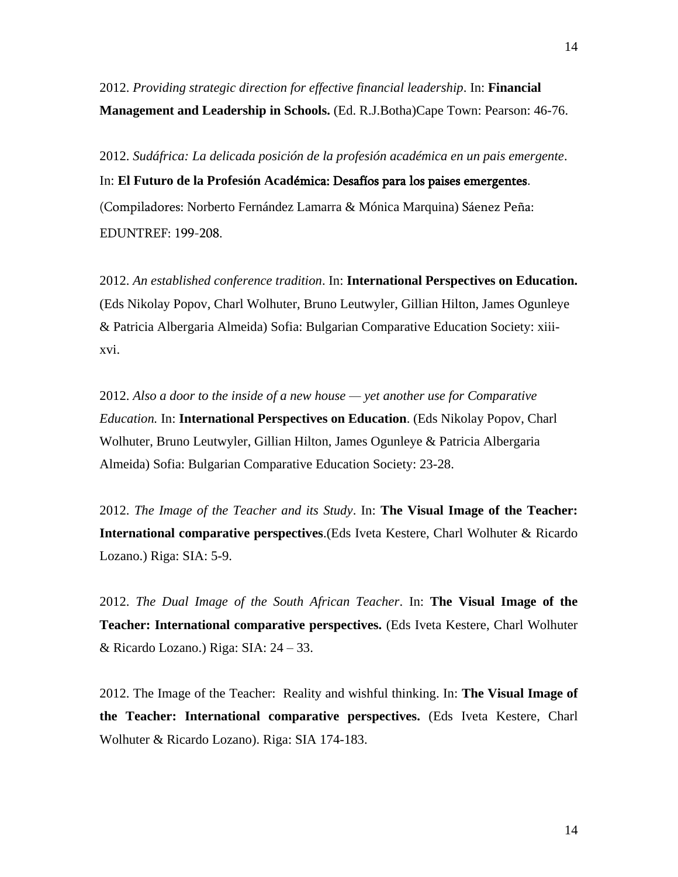2012. *Providing strategic direction for effective financial leadership*. In: **Financial Management and Leadership in Schools.** (Ed. R.J.Botha)Cape Town: Pearson: 46-76.

2012. *Sudáfrica: La delicada posición de la profesión académica en un pais emergente*. In: **El Futuro de la Profesión Académica: Desafíos para los paises emergentes**. (Compiladores: Norberto Fernández Lamarra & Mónica Marquina) Sáenez Peña: EDUNTREF: 199-208.

2012. *An established conference tradition*. In: **International Perspectives on Education.** (Eds Nikolay Popov, Charl Wolhuter, Bruno Leutwyler, Gillian Hilton, James Ogunleye & Patricia Albergaria Almeida) Sofia: Bulgarian Comparative Education Society: xiii-xvi.

2012. *Also a door to the inside of a new house — yet another use for Comparative Education.* In: **International Perspectives on Education**. (Eds Nikolay Popov, Charl Wolhuter, Bruno Leutwyler, Gillian Hilton, James Ogunleye & Patricia Albergaria Almeida) Sofia: Bulgarian Comparative Education Society: 23-28.

2012. *The Image of the Teacher and its Study*. In: **The Visual Image of the Teacher: International comparative perspectives**.(Eds Iveta Kestere, Charl Wolhuter & Ricardo Lozano.) Riga: SIA: 5-9.

2012. *The Dual Image of the South African Teacher*. In: **The Visual Image of the Teacher: International comparative perspectives.** (Eds Iveta Kestere, Charl Wolhuter & Ricardo Lozano.) Riga: SIA: 24 – 33.

2012. The Image of the Teacher: Reality and wishful thinking. In: **The Visual Image of the Teacher: International comparative perspectives.** (Eds Iveta Kestere, Charl Wolhuter & Ricardo Lozano). Riga: SIA 174-183.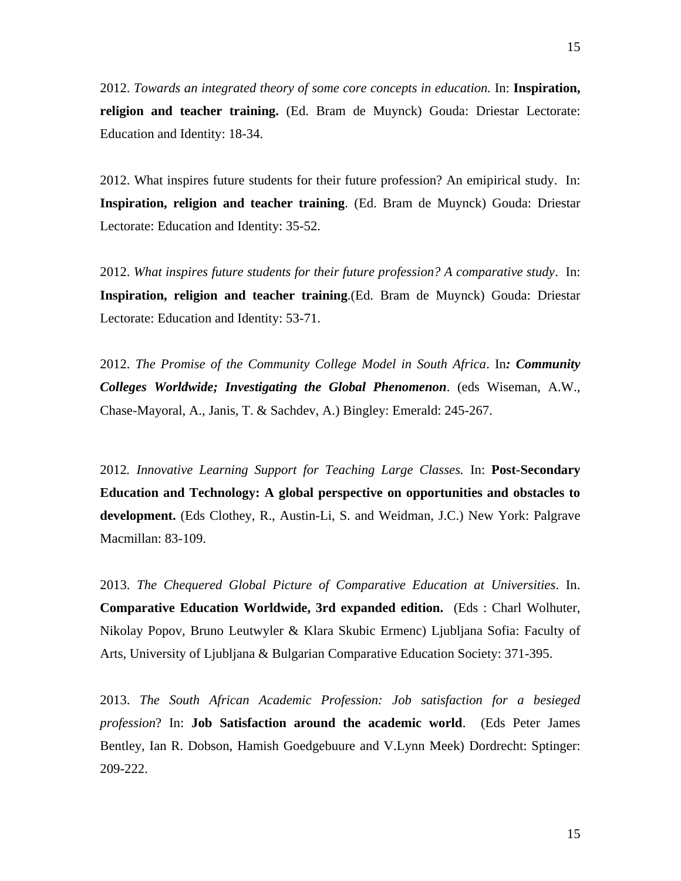2012. *Towards an integrated theory of some core concepts in education.* In: **Inspiration, religion and teacher training.** (Ed. Bram de Muynck) Gouda: Driestar Lectorate: Education and Identity: 18-34.

2012. What inspires future students for their future profession? An emipirical study. In: **Inspiration, religion and teacher training**. (Ed. Bram de Muynck) Gouda: Driestar Lectorate: Education and Identity: 35-52.

2012. *What inspires future students for their future profession? A comparative study*. In: **Inspiration, religion and teacher training**.(Ed. Bram de Muynck) Gouda: Driestar Lectorate: Education and Identity: 53-71.

2012. *The Promise of the Community College Model in South Africa*. In***: Community Colleges Worldwide; Investigating the Global Phenomenon***. (eds Wiseman, A.W., Chase-Mayoral, A., Janis, T. & Sachdev, A.) Bingley: Emerald: 245-267.

2012*. Innovative Learning Support for Teaching Large Classes.* In: **Post-Secondary Education and Technology: A global perspective on opportunities and obstacles to development.** (Eds Clothey, R., Austin-Li, S. and Weidman, J.C.) New York: Palgrave Macmillan: 83-109.

2013. *The Chequered Global Picture of Comparative Education at Universities*. In. **Comparative Education Worldwide, 3rd expanded edition.** (Eds : Charl Wolhuter, Nikolay Popov, Bruno Leutwyler & Klara Skubic Ermenc) Ljubljana Sofia: Faculty of Arts, University of Ljubljana & Bulgarian Comparative Education Society: 371-395.

2013. *The South African Academic Profession: Job satisfaction for a besieged profession*? In: **Job Satisfaction around the academic world**. (Eds Peter James Bentley, Ian R. Dobson, Hamish Goedgebuure and V.Lynn Meek) Dordrecht: Sptinger: 209-222.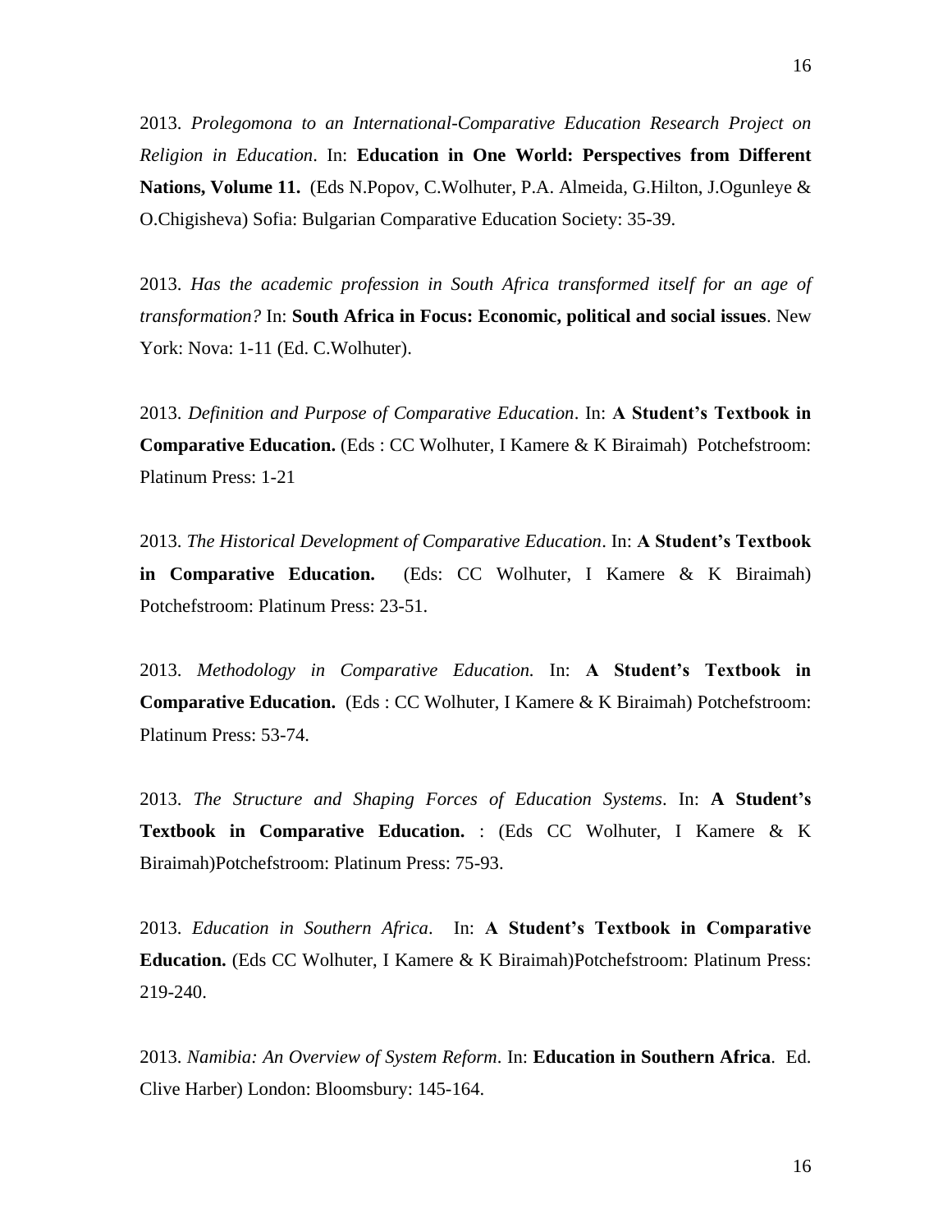2013. *Prolegomona to an International-Comparative Education Research Project on Religion in Education*. In: **Education in One World: Perspectives from Different Nations, Volume 11.** (Eds N.Popov, C.Wolhuter, P.A. Almeida, G.Hilton, J.Ogunleye & O.Chigisheva) Sofia: Bulgarian Comparative Education Society: 35-39.

2013. *Has the academic profession in South Africa transformed itself for an age of transformation?* In: **South Africa in Focus: Economic, political and social issues**. New York: Nova: 1-11 (Ed. C.Wolhuter).

2013. *Definition and Purpose of Comparative Education*. In: **A Student's Textbook in Comparative Education.** (Eds : CC Wolhuter, I Kamere & K Biraimah) Potchefstroom: Platinum Press: 1-21

2013. *The Historical Development of Comparative Education*. In: **A Student's Textbook in Comparative Education.** (Eds: CC Wolhuter, I Kamere & K Biraimah) Potchefstroom: Platinum Press: 23-51.

2013. *Methodology in Comparative Education.* In: **A Student's Textbook in Comparative Education.** (Eds : CC Wolhuter, I Kamere & K Biraimah) Potchefstroom: Platinum Press: 53-74.

2013. *The Structure and Shaping Forces of Education Systems*. In: **A Student's Textbook in Comparative Education.** : (Eds CC Wolhuter, I Kamere & K Biraimah)Potchefstroom: Platinum Press: 75-93.

2013. *Education in Southern Africa*. In: **A Student's Textbook in Comparative Education.** (Eds CC Wolhuter, I Kamere & K Biraimah)Potchefstroom: Platinum Press: 219-240.

2013. *Namibia: An Overview of System Reform*. In: **Education in Southern Africa**. Ed. Clive Harber) London: Bloomsbury: 145-164.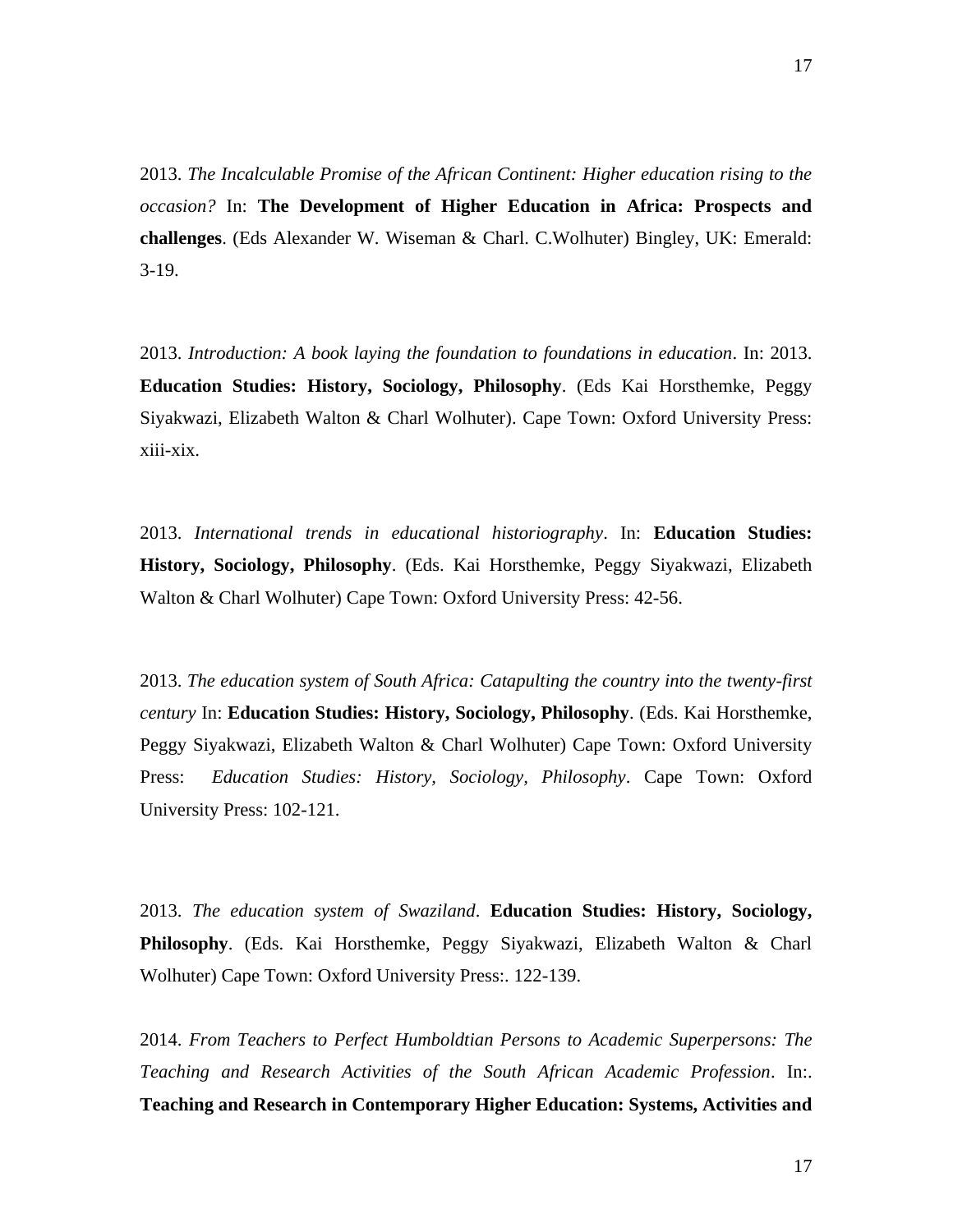2013. *The Incalculable Promise of the African Continent: Higher education rising to the occasion?* In: **The Development of Higher Education in Africa: Prospects and challenges**. (Eds Alexander W. Wiseman & Charl. C.Wolhuter) Bingley, UK: Emerald: 3-19.

2013. *Introduction: A book laying the foundation to foundations in education*. In: 2013. **Education Studies: History, Sociology, Philosophy**. (Eds Kai Horsthemke, Peggy Siyakwazi, Elizabeth Walton & Charl Wolhuter). Cape Town: Oxford University Press: xiii-xix.

2013. *International trends in educational historiography*. In: **Education Studies: History, Sociology, Philosophy**. (Eds. Kai Horsthemke, Peggy Siyakwazi, Elizabeth Walton & Charl Wolhuter) Cape Town: Oxford University Press: 42-56.

2013. *The education system of South Africa: Catapulting the country into the twenty-first century* In: **Education Studies: History, Sociology, Philosophy**. (Eds. Kai Horsthemke, Peggy Siyakwazi, Elizabeth Walton & Charl Wolhuter) Cape Town: Oxford University Press: *Education Studies: History, Sociology, Philosophy*. Cape Town: Oxford University Press: 102-121.

2013. *The education system of Swaziland*. **Education Studies: History, Sociology, Philosophy**. (Eds. Kai Horsthemke, Peggy Siyakwazi, Elizabeth Walton & Charl Wolhuter) Cape Town: Oxford University Press:. 122-139.

2014. *From Teachers to Perfect Humboldtian Persons to Academic Superpersons: The Teaching and Research Activities of the South African Academic Profession*. In:. **Teaching and Research in Contemporary Higher Education: Systems, Activities and**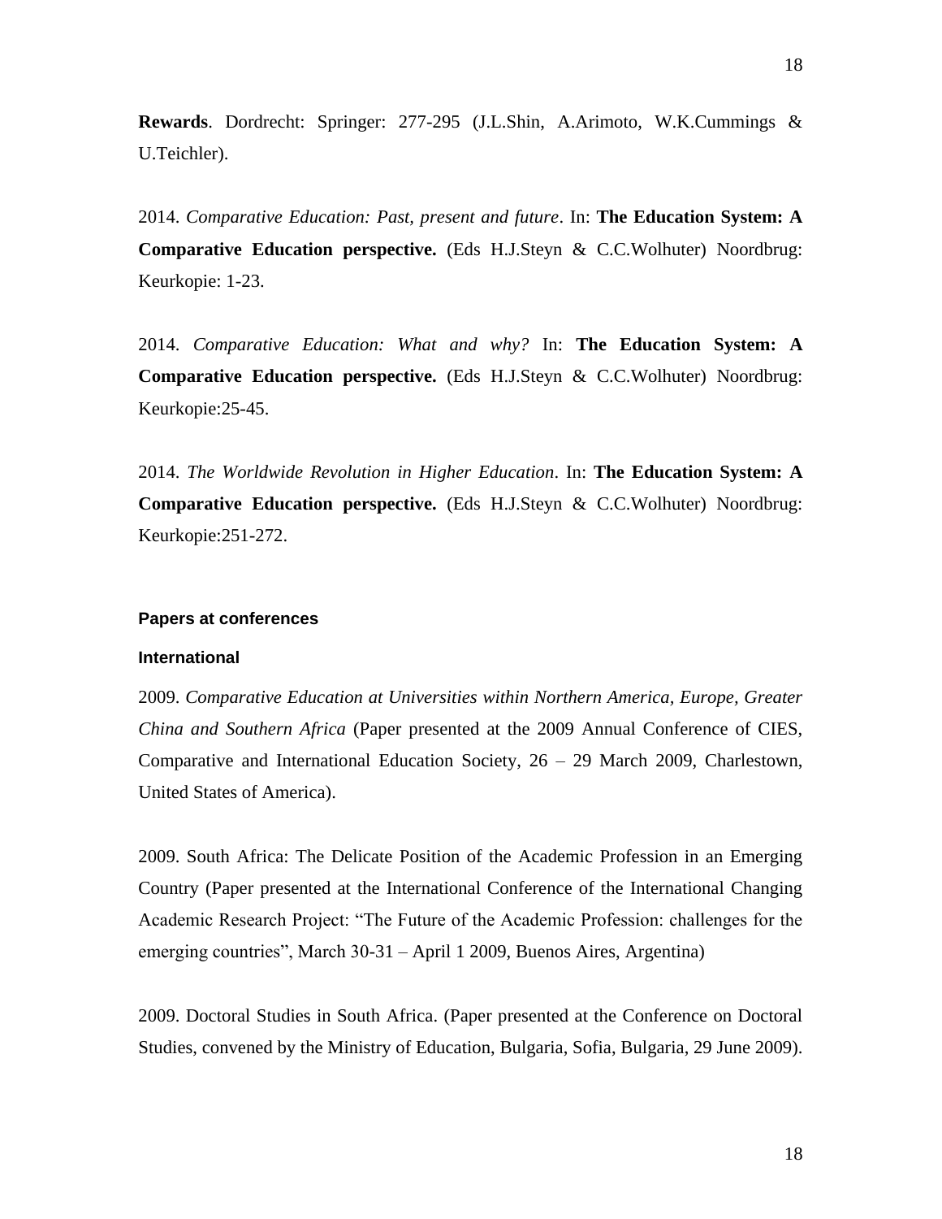**Rewards**. Dordrecht: Springer: 277-295 (J.L.Shin, A.Arimoto, W.K.Cummings & U.Teichler).

2014. *Comparative Education: Past, present and future*. In: **The Education System: A Comparative Education perspective.** (Eds H.J.Steyn & C.C.Wolhuter) Noordbrug: Keurkopie: 1-23.

2014. *Comparative Education: What and why?* In: **The Education System: A Comparative Education perspective.** (Eds H.J.Steyn & C.C.Wolhuter) Noordbrug: Keurkopie:25-45.

2014. *The Worldwide Revolution in Higher Education*. In: **The Education System: A Comparative Education perspective.** (Eds H.J.Steyn & C.C.Wolhuter) Noordbrug: Keurkopie:251-272.

### Papers at conferences

#### International

2009. *Comparative Education at Universities within Northern America, Europe, Greater China and Southern Africa* (Paper presented at the 2009 Annual Conference of CIES, Comparative and International Education Society, 26 – 29 March 2009, Charlestown, United States of America).

2009. South Africa: The Delicate Position of the Academic Profession in an Emerging Country (Paper presented at the International Conference of the International Changing Academic Research Project: "The Future of the Academic Profession: challenges for the emerging countries", March 30-31 – April 1 2009, Buenos Aires, Argentina)

2009. Doctoral Studies in South Africa. (Paper presented at the Conference on Doctoral Studies, convened by the Ministry of Education, Bulgaria, Sofia, Bulgaria, 29 June 2009).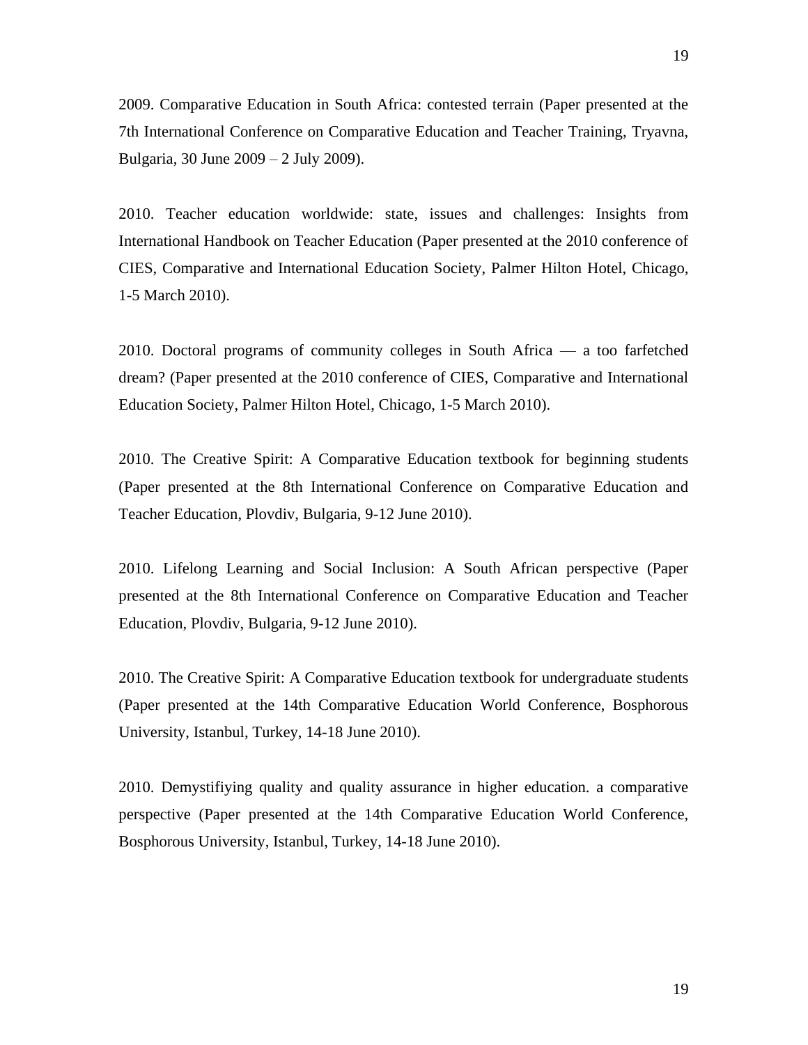2009. Comparative Education in South Africa: contested terrain (Paper presented at the 7th International Conference on Comparative Education and Teacher Training, Tryavna, Bulgaria, 30 June 2009 – 2 July 2009).

2010. Teacher education worldwide: state, issues and challenges: Insights from International Handbook on Teacher Education (Paper presented at the 2010 conference of CIES, Comparative and International Education Society, Palmer Hilton Hotel, Chicago, 1-5 March 2010).

2010. Doctoral programs of community colleges in South Africa — a too farfetched dream? (Paper presented at the 2010 conference of CIES, Comparative and International Education Society, Palmer Hilton Hotel, Chicago, 1-5 March 2010).

2010. The Creative Spirit: A Comparative Education textbook for beginning students (Paper presented at the 8th International Conference on Comparative Education and Teacher Education, Plovdiv, Bulgaria, 9-12 June 2010).

2010. Lifelong Learning and Social Inclusion: A South African perspective (Paper presented at the 8th International Conference on Comparative Education and Teacher Education, Plovdiv, Bulgaria, 9-12 June 2010).

2010. The Creative Spirit: A Comparative Education textbook for undergraduate students (Paper presented at the 14th Comparative Education World Conference, Bosphorous University, Istanbul, Turkey, 14-18 June 2010).

2010. Demystifiying quality and quality assurance in higher education. a comparative perspective (Paper presented at the 14th Comparative Education World Conference, Bosphorous University, Istanbul, Turkey, 14-18 June 2010).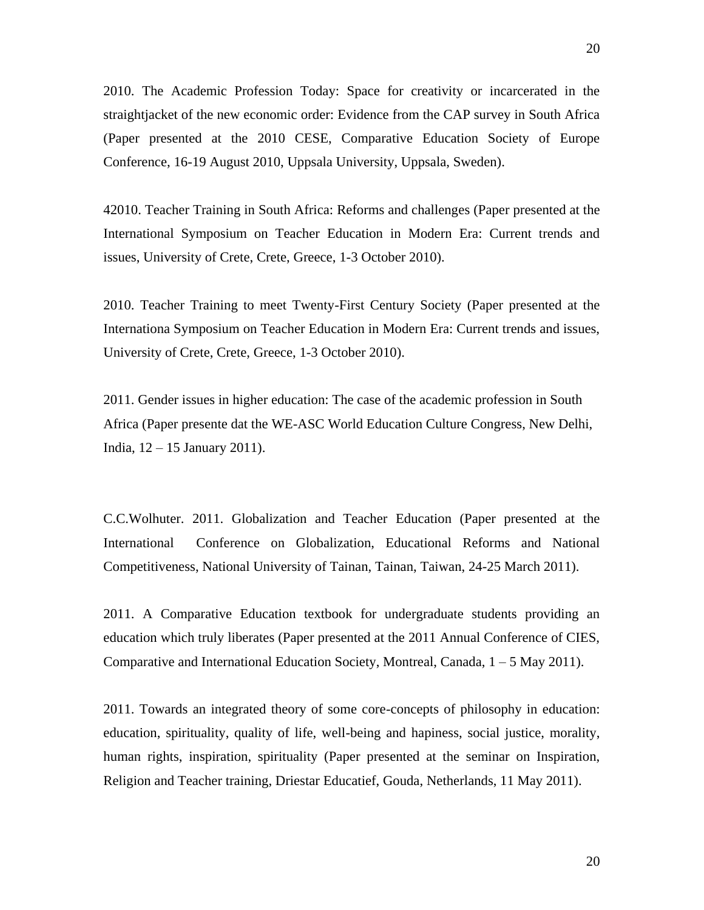2010. The Academic Profession Today: Space for creativity or incarcerated in the straightjacket of the new economic order: Evidence from the CAP survey in South Africa (Paper presented at the 2010 CESE, Comparative Education Society of Europe Conference, 16-19 August 2010, Uppsala University, Uppsala, Sweden).

42010. Teacher Training in South Africa: Reforms and challenges (Paper presented at the International Symposium on Teacher Education in Modern Era: Current trends and issues, University of Crete, Crete, Greece, 1-3 October 2010).

2010. Teacher Training to meet Twenty-First Century Society (Paper presented at the Internationa Symposium on Teacher Education in Modern Era: Current trends and issues, University of Crete, Crete, Greece, 1-3 October 2010).

2011. Gender issues in higher education: The case of the academic profession in South Africa (Paper presente dat the WE-ASC World Education Culture Congress, New Delhi, India, 12 – 15 January 2011).

C.C.Wolhuter. 2011. Globalization and Teacher Education (Paper presented at the International Conference on Globalization, Educational Reforms and National Competitiveness, National University of Tainan, Tainan, Taiwan, 24-25 March 2011).

2011. A Comparative Education textbook for undergraduate students providing an education which truly liberates (Paper presented at the 2011 Annual Conference of CIES, Comparative and International Education Society, Montreal, Canada, 1 – 5 May 2011).

2011. Towards an integrated theory of some core-concepts of philosophy in education: education, spirituality, quality of life, well-being and hapiness, social justice, morality, human rights, inspiration, spirituality (Paper presented at the seminar on Inspiration, Religion and Teacher training, Driestar Educatief, Gouda, Netherlands, 11 May 2011).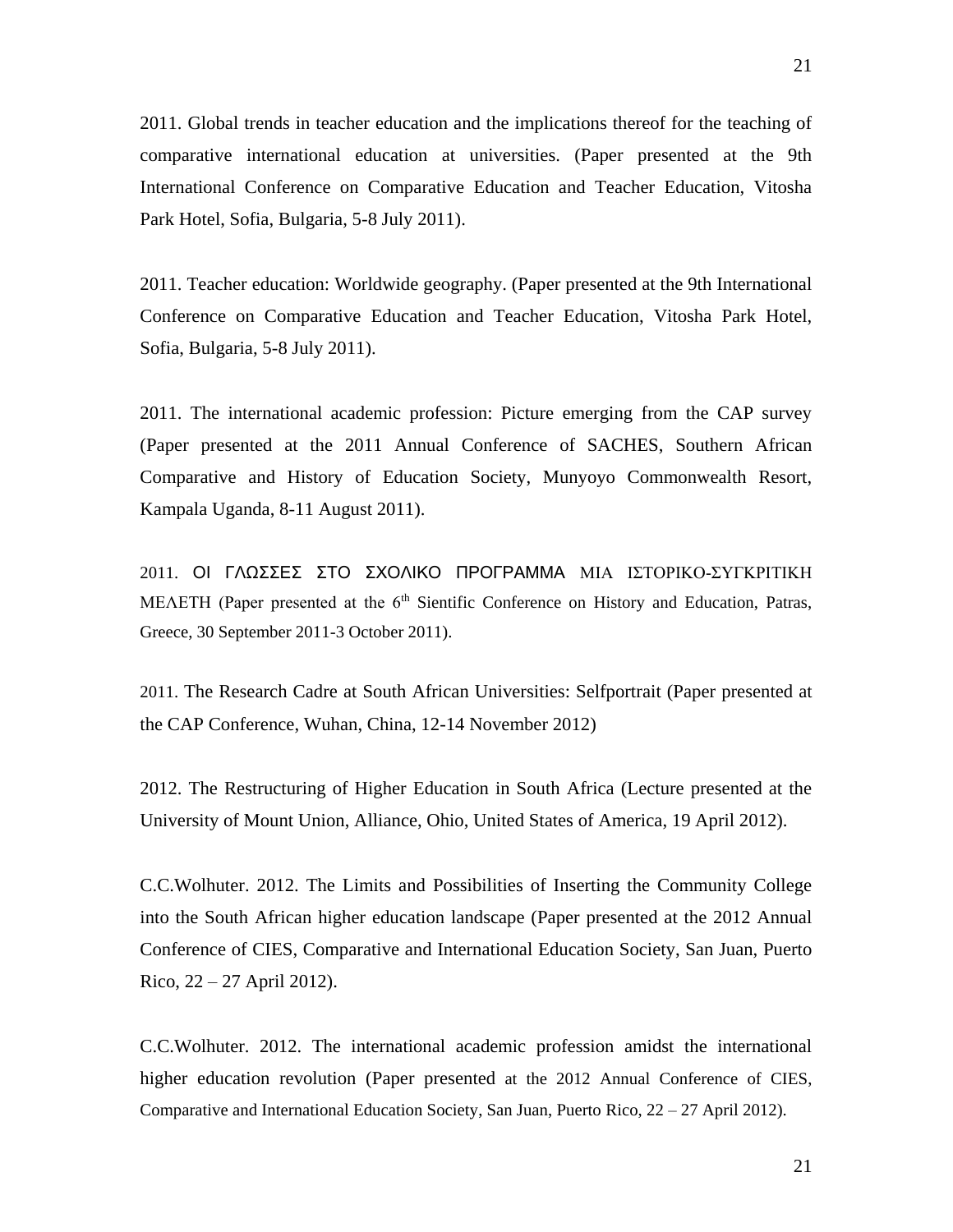2011. Global trends in teacher education and the implications thereof for the teaching of comparative international education at universities. (Paper presented at the 9th International Conference on Comparative Education and Teacher Education, Vitosha Park Hotel, Sofia, Bulgaria, 5-8 July 2011).

2011. Teacher education: Worldwide geography. (Paper presented at the 9th International Conference on Comparative Education and Teacher Education, Vitosha Park Hotel, Sofia, Bulgaria, 5-8 July 2011).

2011. The international academic profession: Picture emerging from the CAP survey (Paper presented at the 2011 Annual Conference of SACHES, Southern African Comparative and History of Education Society, Munyoyo Commonwealth Resort, Kampala Uganda, 8-11 August 2011).

2011. ΟΙ ΓΛΩΣΣΕΣ ΣΤΟ ΣΧΟΛΙΚΟ ΠΡΟΓΡΑΜΜΑ ΜΙΑ ΙΣΤΟΡΙΚΟ-ΣΥΓΚΡΙΤΙΚΗ ΜΕΛΕΤΗ (Paper presented at the 6th Sientific Conference on History and Education, Patras, Greece, 30 September 2011-3 October 2011).

2011. The Research Cadre at South African Universities: Selfportrait (Paper presented at the CAP Conference, Wuhan, China, 12-14 November 2012)

2012. The Restructuring of Higher Education in South Africa (Lecture presented at the University of Mount Union, Alliance, Ohio, United States of America, 19 April 2012).

C.C.Wolhuter. 2012. The Limits and Possibilities of Inserting the Community College into the South African higher education landscape (Paper presented at the 2012 Annual Conference of CIES, Comparative and International Education Society, San Juan, Puerto Rico, 22 – 27 April 2012).

C.C.Wolhuter. 2012. The international academic profession amidst the international higher education revolution (Paper presented at the 2012 Annual Conference of CIES, Comparative and International Education Society, San Juan, Puerto Rico, 22 – 27 April 2012).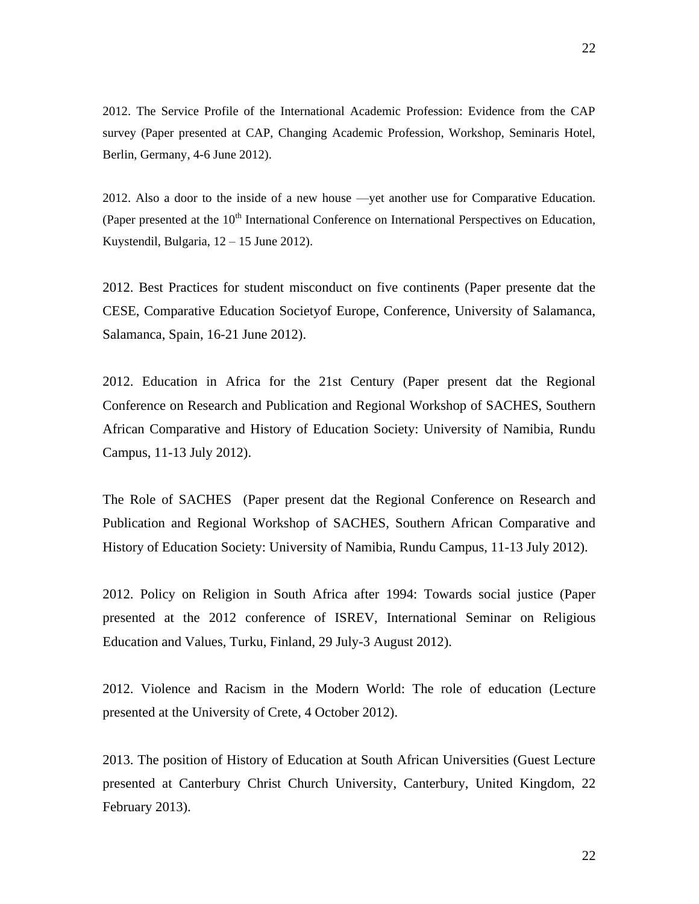2012. The Service Profile of the International Academic Profession: Evidence from the CAP survey (Paper presented at CAP, Changing Academic Profession, Workshop, Seminaris Hotel, Berlin, Germany, 4-6 June 2012).

2012. Also a door to the inside of a new house —yet another use for Comparative Education. (Paper presented at the 10th International Conference on International Perspectives on Education, Kuystendil, Bulgaria, 12 – 15 June 2012).

2012. Best Practices for student misconduct on five continents (Paper presente dat the CESE, Comparative Education Societyof Europe, Conference, University of Salamanca, Salamanca, Spain, 16-21 June 2012).

2012. Education in Africa for the 21st Century (Paper present dat the Regional Conference on Research and Publication and Regional Workshop of SACHES, Southern African Comparative and History of Education Society: University of Namibia, Rundu Campus, 11-13 July 2012).

The Role of SACHES (Paper present dat the Regional Conference on Research and Publication and Regional Workshop of SACHES, Southern African Comparative and History of Education Society: University of Namibia, Rundu Campus, 11-13 July 2012).

2012. Policy on Religion in South Africa after 1994: Towards social justice (Paper presented at the 2012 conference of ISREV, International Seminar on Religious Education and Values, Turku, Finland, 29 July-3 August 2012).

2012. Violence and Racism in the Modern World: The role of education (Lecture presented at the University of Crete, 4 October 2012).

2013. The position of History of Education at South African Universities (Guest Lecture presented at Canterbury Christ Church University, Canterbury, United Kingdom, 22 February 2013).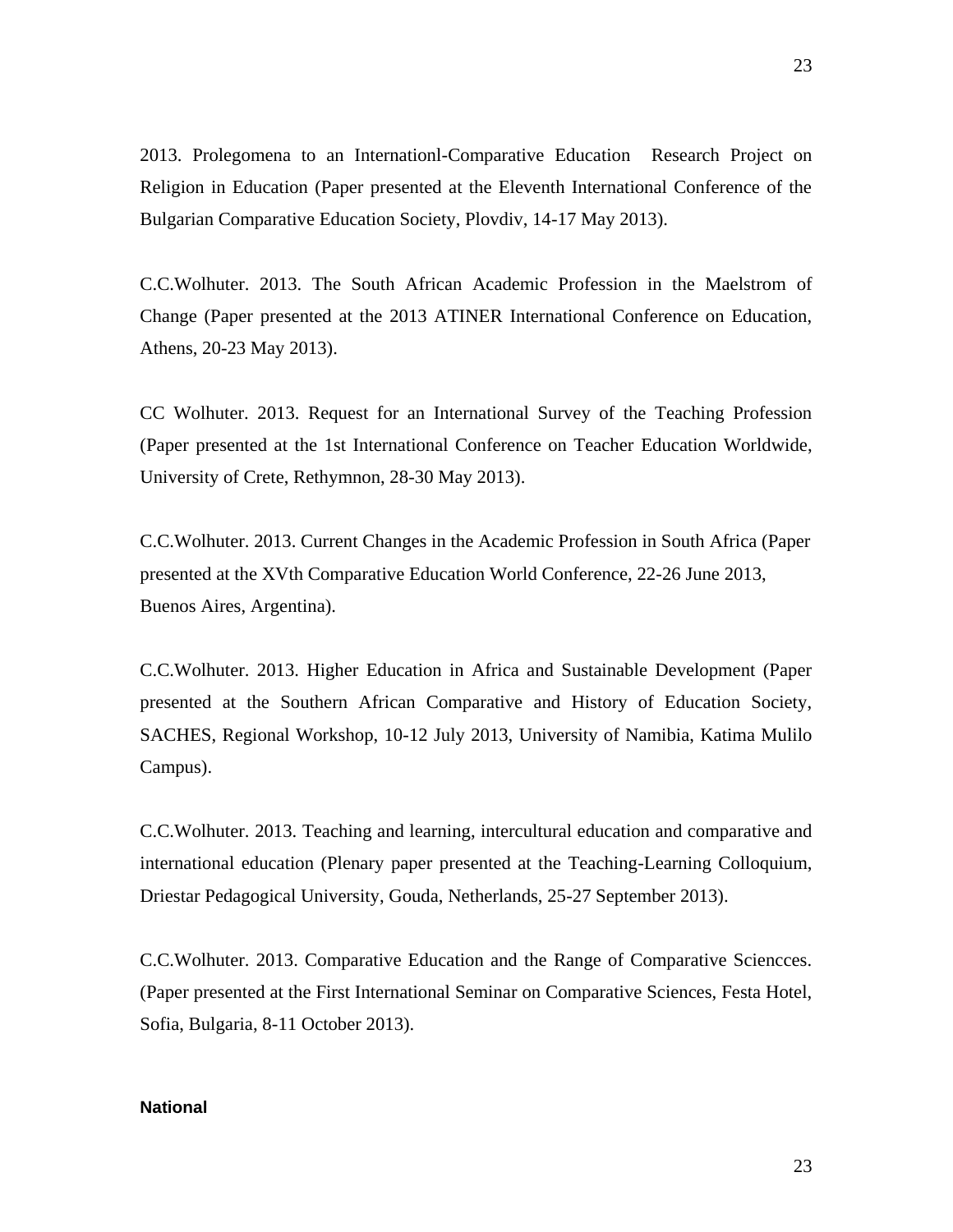2013. Prolegomena to an Internationl-Comparative Education Research Project on Religion in Education (Paper presented at the Eleventh International Conference of the Bulgarian Comparative Education Society, Plovdiv, 14-17 May 2013).

C.C.Wolhuter. 2013. The South African Academic Profession in the Maelstrom of Change (Paper presented at the 2013 ATINER International Conference on Education, Athens, 20-23 May 2013).

CC Wolhuter. 2013. Request for an International Survey of the Teaching Profession (Paper presented at the 1st International Conference on Teacher Education Worldwide, University of Crete, Rethymnon, 28-30 May 2013).

C.C.Wolhuter. 2013. Current Changes in the Academic Profession in South Africa (Paper presented at the XVth Comparative Education World Conference, 22-26 June 2013, Buenos Aires, Argentina).

C.C.Wolhuter. 2013. Higher Education in Africa and Sustainable Development (Paper presented at the Southern African Comparative and History of Education Society, SACHES, Regional Workshop, 10-12 July 2013, University of Namibia, Katima Mulilo Campus).

C.C.Wolhuter. 2013. Teaching and learning, intercultural education and comparative and international education (Plenary paper presented at the Teaching-Learning Colloquium, Driestar Pedagogical University, Gouda, Netherlands, 25-27 September 2013).

C.C.Wolhuter. 2013. Comparative Education and the Range of Comparative Sciencces. (Paper presented at the First International Seminar on Comparative Sciences, Festa Hotel, Sofia, Bulgaria, 8-11 October 2013).

**National**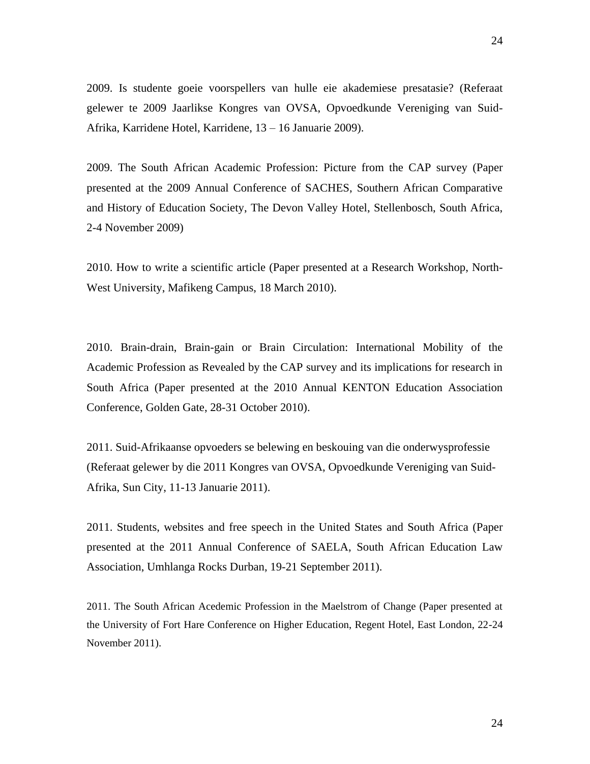2009. Is studente goeie voorspellers van hulle eie akademiese presatasie? (Referaat gelewer te 2009 Jaarlikse Kongres van OVSA, Opvoedkunde Vereniging van Suid-Afrika, Karridene Hotel, Karridene, 13 – 16 Januarie 2009).

2009. The South African Academic Profession: Picture from the CAP survey (Paper presented at the 2009 Annual Conference of SACHES, Southern African Comparative and History of Education Society, The Devon Valley Hotel, Stellenbosch, South Africa, 2-4 November 2009)

2010. How to write a scientific article (Paper presented at a Research Workshop, North-West University, Mafikeng Campus, 18 March 2010).

2010. Brain-drain, Brain-gain or Brain Circulation: International Mobility of the Academic Profession as Revealed by the CAP survey and its implications for research in South Africa (Paper presented at the 2010 Annual KENTON Education Association Conference, Golden Gate, 28-31 October 2010).

2011. Suid-Afrikaanse opvoeders se belewing en beskouing van die onderwysprofessie (Referaat gelewer by die 2011 Kongres van OVSA, Opvoedkunde Vereniging van Suid-Afrika, Sun City, 11-13 Januarie 2011).

2011. Students, websites and free speech in the United States and South Africa (Paper presented at the 2011 Annual Conference of SAELA, South African Education Law Association, Umhlanga Rocks Durban, 19-21 September 2011).

2011. The South African Acedemic Profession in the Maelstrom of Change (Paper presented at the University of Fort Hare Conference on Higher Education, Regent Hotel, East London, 22-24 November 2011).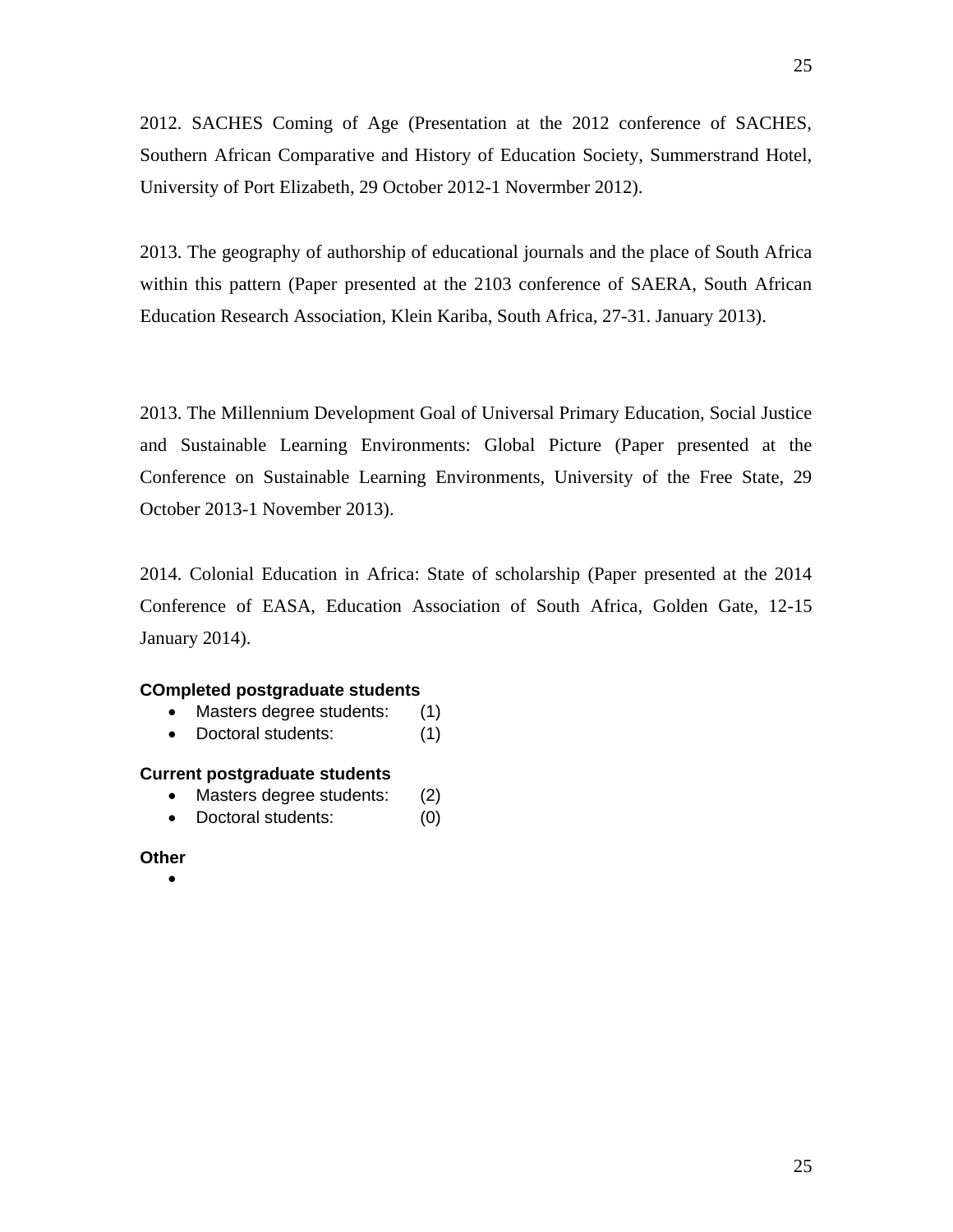2012. SACHES Coming of Age (Presentation at the 2012 conference of SACHES, Southern African Comparative and History of Education Society, Summerstrand Hotel, University of Port Elizabeth, 29 October 2012-1 Novermber 2012).

2013. The geography of authorship of educational journals and the place of South Africa within this pattern (Paper presented at the 2103 conference of SAERA, South African Education Research Association, Klein Kariba, South Africa, 27-31. January 2013).

2013. The Millennium Development Goal of Universal Primary Education, Social Justice and Sustainable Learning Environments: Global Picture (Paper presented at the Conference on Sustainable Learning Environments, University of the Free State, 29 October 2013-1 November 2013).

2014. Colonial Education in Africa: State of scholarship (Paper presented at the 2014 Conference of EASA, Education Association of South Africa, Golden Gate, 12-15 January 2014).

**COmpleted postgraduate students**

- Masters degree students: (1)
- Doctoral students: (1)

**Current postgraduate students**

- Masters degree students: (2)
- Doctoral students: (0)

**Other**

-